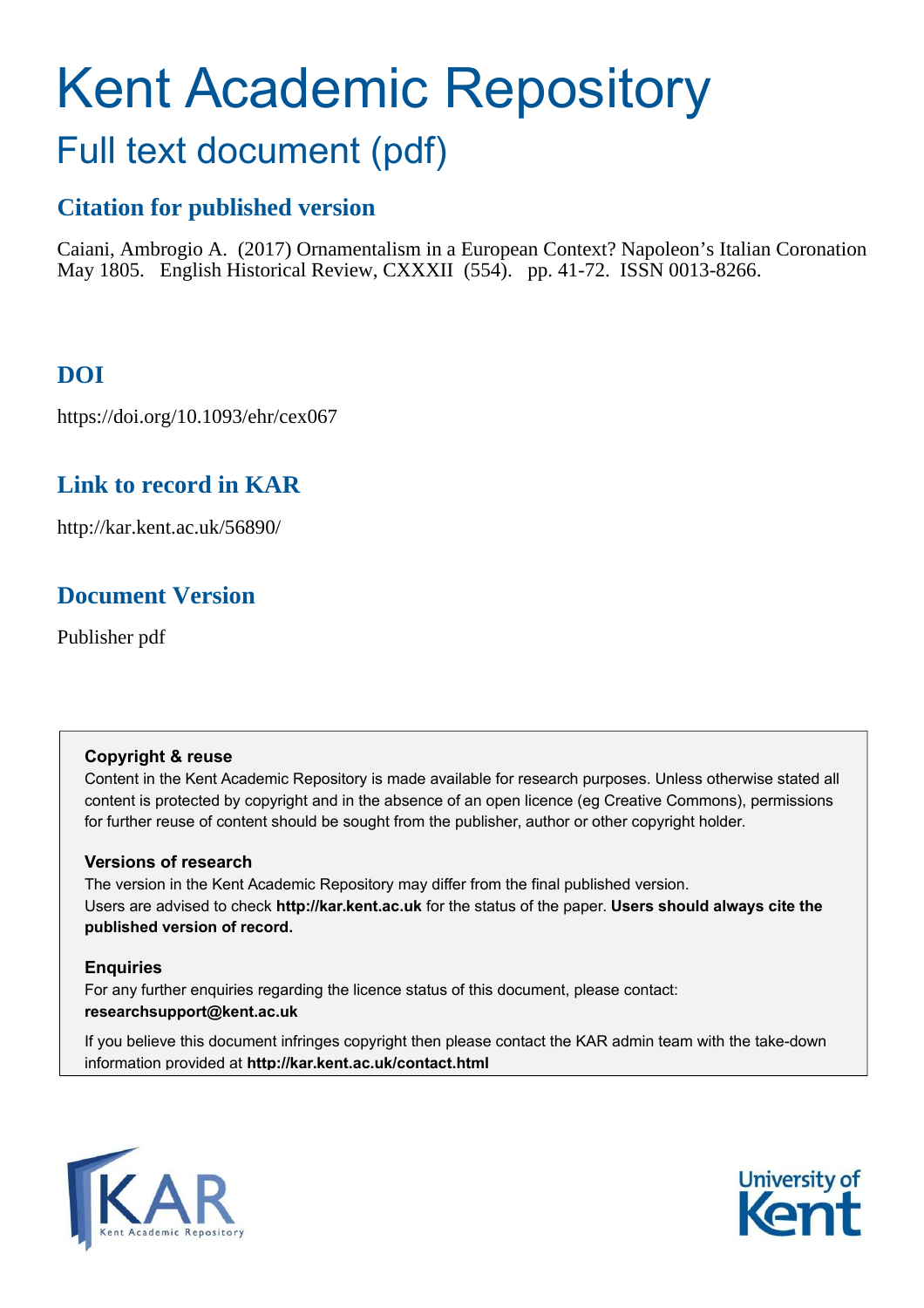# Kent Academic Repository

## Full text document (pdf)

### Citation for published version

Caiani, Ambrogio A. (2017) Ornamentalism in a European Context? Napoleon's Italian Coronation May 1805. English Historical Review, CXXXII (554). pp. 41-72. ISSN 0013-8266.

### DOI

https://doi.org/10.1093/ehr/cex067

### Link to record in KAR

http://kar.kent.ac.uk/56890/

### Document Version

Publisher pdf

**Copyright & reuse**

Content in the Kent Academic Repository is made available for research purposes. Unless otherwise stated all content is protected by copyright and in the absence of an open licence (eg Creative Commons), permissions for further reuse of content should be sought from the publisher, author or other copyright holder.

**Versions of research**

The version in the Kent Academic Repository may differ from the final published version. Users are advised to check **http://kar.kent.ac.uk** for the status of the paper. **Users should always cite the published version of record.**

**Enquiries**

For any further enquiries regarding the licence status of this document, please contact: **researchsupport@kent.ac.uk**

If you believe this document infringes copyright then please contact the KAR admin team with the take-down information provided at **http://kar.kent.ac.uk/contact.html**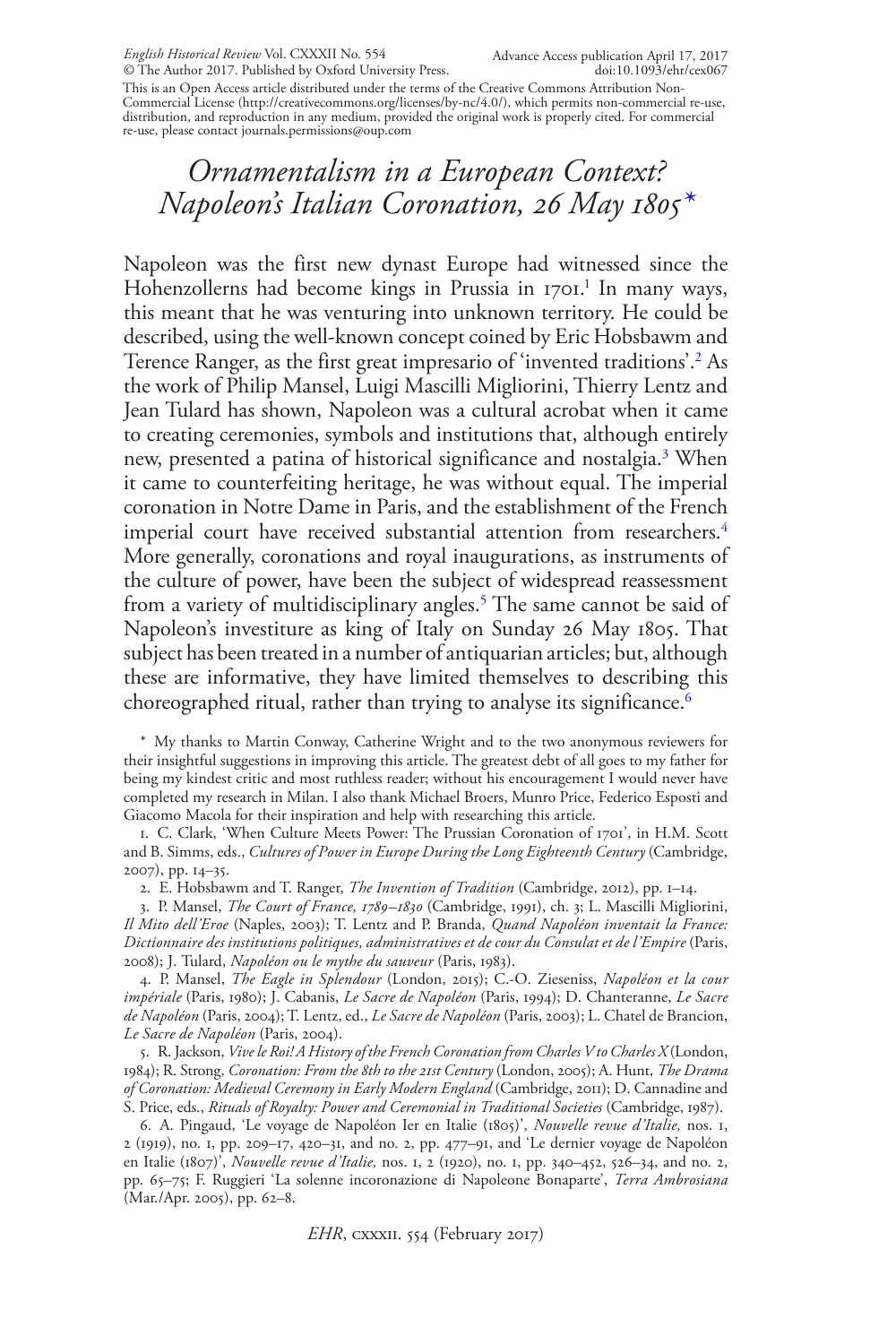# *Ornamentalism in a European Context? Napoleon's Italian Coronation, 26 May 1805*\*

Napoleon was the first new dynast Europe had witnessed since the Hohenzollerns had become kings in Prussia in 1701.[1] In many ways, this meant that he was venturing into unknown territory. He could be described, using the well-known concept coined by Eric Hobsbawm and Terence Ranger, as the first great impresario of 'invented traditions'.[2] As the work of Philip Mansel, Luigi Mascilli Migliorini, Thierry Lentz and Jean Tulard has shown, Napoleon was a cultural acrobat when it came to creating ceremonies, symbols and institutions that, although entirely new, presented a patina of historical significance and nostalgia.[3] When it came to counterfeiting heritage, he was without equal. The imperial coronation in Notre Dame in Paris, and the establishment of the French imperial court have received substantial attention from researchers.[4] More generally, coronations and royal inaugurations, as instruments of the culture of power, have been the subject of widespread reassessment from a variety of multidisciplinary angles.[5] The same cannot be said of Napoleon's investiture as king of Italy on Sunday 26 May 1805. That subject has been treated in a number of antiquarian articles; but, although these are informative, they have limited themselves to describing this choreographed ritual, rather than trying to analyse its significance.[6]

\* My thanks to Martin Conway, Catherine Wright and to the two anonymous reviewers for their insightful suggestions in improving this article. The greatest debt of all goes to my father for being my kindest critic and most ruthless reader; without his encouragement I would never have completed my research in Milan. I also thank Michael Broers, Munro Price, Federico Esposti and Giacomo Macola for their inspiration and help with researching this article.

1. C. Clark, 'When Culture Meets Power: The Prussian Coronation of 1701', in H.M. Scott and B. Simms, eds., *Cultures of Power in Europe During the Long Eighteenth Century* (Cambridge, 2007), pp. 14–35.

2. E. Hobsbawm and T. Ranger, *The Invention of Tradition* (Cambridge, 2012), pp. 1–14.

3. P. Mansel, *The Court of France, 1789–1830* (Cambridge, 1991), ch. 3; L. Mascilli Migliorini, *Il Mito dell'Eroe* (Naples, 2003); T. Lentz and P. Branda, *Quand Napoléon inventait la France: Dictionnaire des institutions politiques, administratives et de cour du Consulat et de l'Empire* (Paris, 2008); J. Tulard, *Napoléon ou le mythe du sauveur* (Paris, 1983).

4. P. Mansel, *The Eagle in Splendour* (London, 2015); C.-O. Zieseniss, *Napoléon et la cour impériale* (Paris, 1980); J. Cabanis, *Le Sacre de Napoléon* (Paris, 1994); D. Chanteranne, *Le Sacre de Napoléon* (Paris, 2004); T. Lentz, ed., *Le Sacre de Napoléon* (Paris, 2003); L. Chatel de Brancion, *Le Sacre de Napoléon* (Paris, 2004).

5. R. Jackson, *Vive le Roi! A History of the French Coronation from Charles V to Charles X* (London, 1984); R. Strong, *Coronation: From the 8th to the 21st Century* (London, 2005); A. Hunt, *The Drama of Coronation: Medieval Ceremony in Early Modern England* (Cambridge, 2011); D. Cannadine and S. Price, eds., *Rituals of Royalty: Power and Ceremonial in Traditional Societies* (Cambridge, 1987).

6. A. Pingaud, 'Le voyage de Napoléon Ier en Italie (1805)', *Nouvelle revue d'Italie,* nos. 1, 2 (1919), no. 1, pp. 209–17, 420–31, and no. 2, pp. 477–91, and 'Le dernier voyage de Napoléon en Italie (1807)', *Nouvelle revue d'Italie,* nos. 1, 2 (1920), no. 1, pp. 340–452, 526–34, and no. 2, pp. 65–75; F. Ruggieri 'La solenne incoronazione di Napoleone Bonaparte', *Terra Ambrosiana* (Mar./Apr. 2005), pp. 62–8.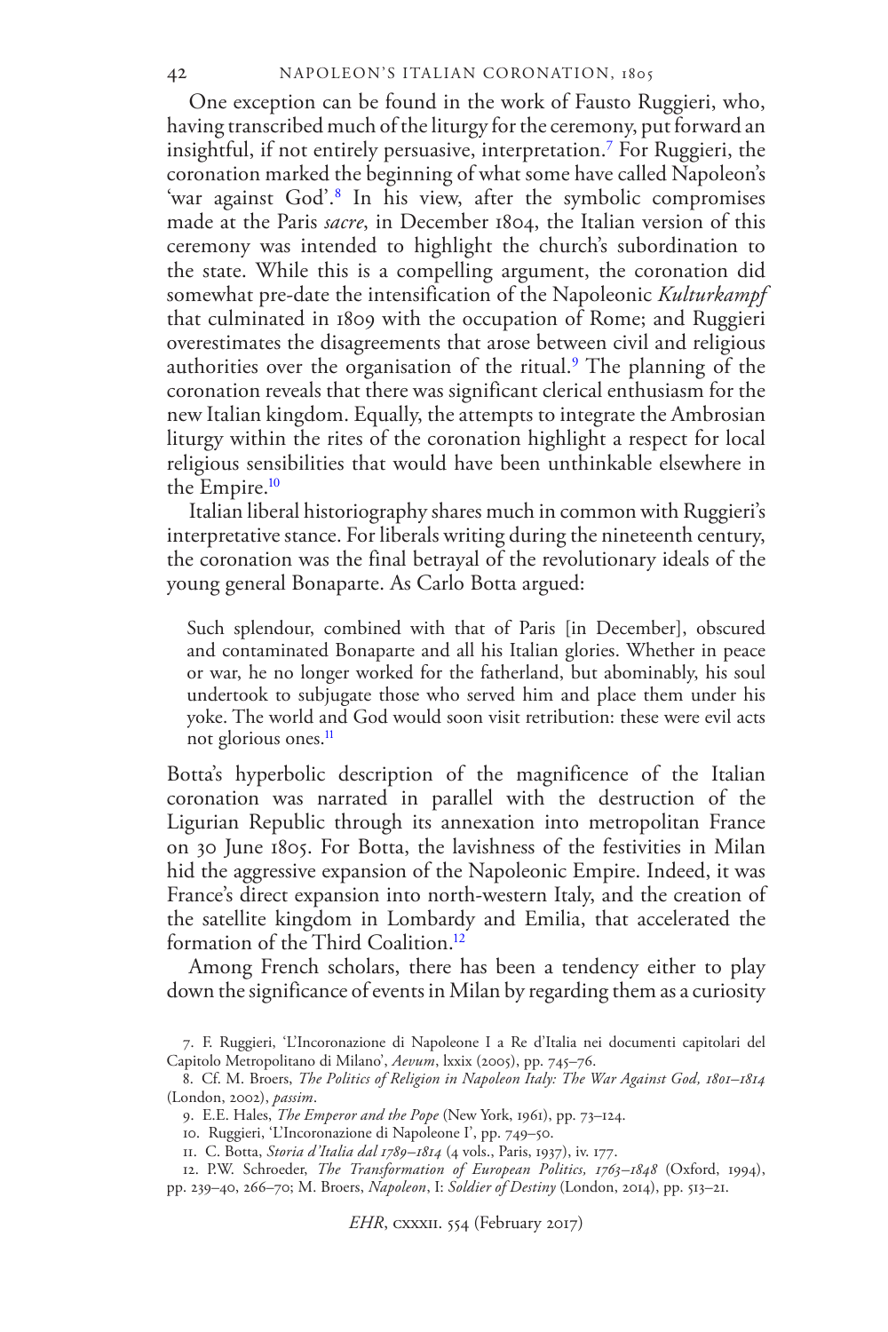One exception can be found in the work of Fausto Ruggieri, who, having transcribed much of the liturgy for the ceremony, put forward an insightful, if not entirely persuasive, interpretation.[7] For Ruggieri, the coronation marked the beginning of what some have called Napoleon's 'war against God'.[8] In his view, after the symbolic compromises made at the Paris *sacre*, in December 1804, the Italian version of this ceremony was intended to highlight the church's subordination to the state. While this is a compelling argument, the coronation did somewhat pre-date the intensification of the Napoleonic *Kulturkampf* that culminated in 1809 with the occupation of Rome; and Ruggieri overestimates the disagreements that arose between civil and religious authorities over the organisation of the ritual.[9] The planning of the coronation reveals that there was significant clerical enthusiasm for the new Italian kingdom. Equally, the attempts to integrate the Ambrosian liturgy within the rites of the coronation highlight a respect for local religious sensibilities that would have been unthinkable elsewhere in the Empire.[10]

Italian liberal historiography shares much in common with Ruggieri's interpretative stance. For liberals writing during the nineteenth century, the coronation was the final betrayal of the revolutionary ideals of the young general Bonaparte. As Carlo Botta argued:

> Such splendour, combined with that of Paris [in December], obscured and contaminated Bonaparte and all his Italian glories. Whether in peace or war, he no longer worked for the fatherland, but abominably, his soul undertook to subjugate those who served him and place them under his yoke. The world and God would soon visit retribution: these were evil acts not glorious ones.[11]

Botta's hyperbolic description of the magnificence of the Italian coronation was narrated in parallel with the destruction of the Ligurian Republic through its annexation into metropolitan France on 30 June 1805. For Botta, the lavishness of the festivities in Milan hid the aggressive expansion of the Napoleonic Empire. Indeed, it was France's direct expansion into north-western Italy, and the creation of the satellite kingdom in Lombardy and Emilia, that accelerated the formation of the Third Coalition.[12]

Among French scholars, there has been a tendency either to play down the significance of events in Milan by regarding them as a curiosity

7. F. Ruggieri, 'L'Incoronazione di Napoleone I a Re d'Italia nei documenti capitolari del Capitolo Metropolitano di Milano', *Aevum*, lxxix (2005), pp. 745–76.

8. Cf. M. Broers, *The Politics of Religion in Napoleon Italy: The War Against God, 1801–1814* (London, 2002), *passim*.

9. E.E. Hales, *The Emperor and the Pope* (New York, 1961), pp. 73–124.

10. Ruggieri, 'L'Incoronazione di Napoleone I', pp. 749–50.

11. C. Botta, *Storia d'Italia dal 1789–1814* (4 vols., Paris, 1937), iv. 177.

12. P.W. Schroeder, *The Transformation of European Politics, 1763–1848* (Oxford, 1994), pp. 239–40, 266–70; M. Broers, *Napoleon*, I: *Soldier of Destiny* (London, 2014), pp. 513–21.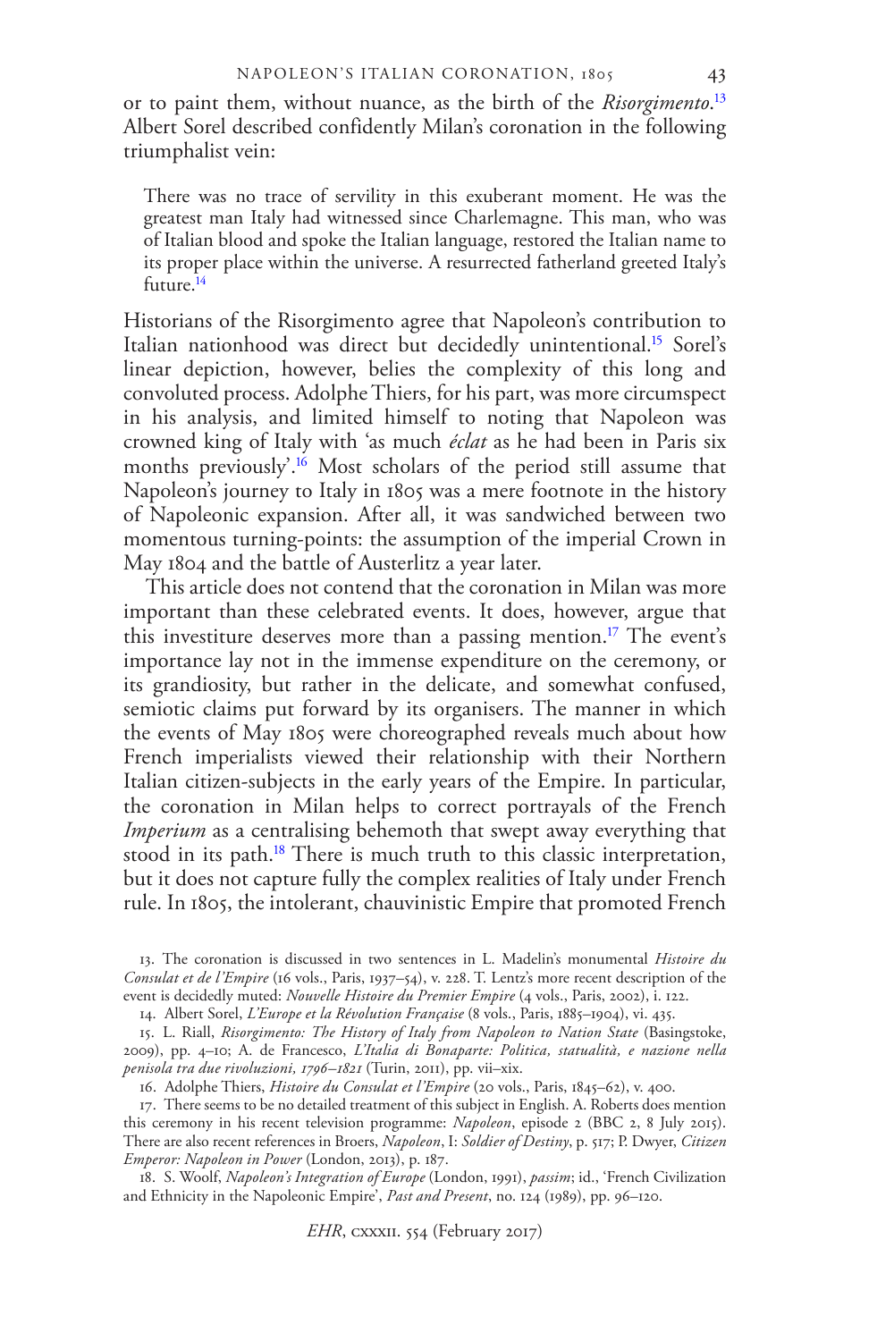or to paint them, without nuance, as the birth of the *Risorgimento*.[13] Albert Sorel described confidently Milan's coronation in the following triumphalist vein:

> There was no trace of servility in this exuberant moment. He was the greatest man Italy had witnessed since Charlemagne. This man, who was of Italian blood and spoke the Italian language, restored the Italian name to its proper place within the universe. A resurrected fatherland greeted Italy's future.[14]

Historians of the Risorgimento agree that Napoleon's contribution to Italian nationhood was direct but decidedly unintentional.[15] Sorel's linear depiction, however, belies the complexity of this long and convoluted process. Adolphe Thiers, for his part, was more circumspect in his analysis, and limited himself to noting that Napoleon was crowned king of Italy with 'as much *éclat* as he had been in Paris six months previously'.[16] Most scholars of the period still assume that Napoleon's journey to Italy in 1805 was a mere footnote in the history of Napoleonic expansion. After all, it was sandwiched between two momentous turning-points: the assumption of the imperial Crown in May 1804 and the battle of Austerlitz a year later.

This article does not contend that the coronation in Milan was more important than these celebrated events. It does, however, argue that this investiture deserves more than a passing mention.[17] The event's importance lay not in the immense expenditure on the ceremony, or its grandiosity, but rather in the delicate, and somewhat confused, semiotic claims put forward by its organisers. The manner in which the events of May 1805 were choreographed reveals much about how French imperialists viewed their relationship with their Northern Italian citizen-subjects in the early years of the Empire. In particular, the coronation in Milan helps to correct portrayals of the French *Imperium* as a centralising behemoth that swept away everything that stood in its path.[18] There is much truth to this classic interpretation, but it does not capture fully the complex realities of Italy under French rule. In 1805, the intolerant, chauvinistic Empire that promoted French

13. The coronation is discussed in two sentences in L. Madelin's monumental *Histoire du Consulat et de l'Empire* (16 vols., Paris, 1937–54), v. 228. T. Lentz's more recent description of the event is decidedly muted: *Nouvelle Histoire du Premier Empire* (4 vols., Paris, 2002), i. 122.

14. Albert Sorel, *L'Europe et la Révolution Française* (8 vols., Paris, 1885–1904), vi. 435.

15. L. Riall, *Risorgimento: The History of Italy from Napoleon to Nation State* (Basingstoke, 2009), pp. 4–10; A. de Francesco, *L'Italia di Bonaparte: Politica, statualità, e nazione nella penisola tra due rivoluzioni, 1796–1821* (Turin, 2011), pp. vii–xix.

16. Adolphe Thiers, *Histoire du Consulat et l'Empire* (20 vols., Paris, 1845–62), v. 400.

17. There seems to be no detailed treatment of this subject in English. A. Roberts does mention this ceremony in his recent television programme: *Napoleon*, episode 2 (BBC 2, 8 July 2015). There are also recent references in Broers, *Napoleon*, I: *Soldier of Destiny*, p. 517; P. Dwyer, *Citizen Emperor: Napoleon in Power* (London, 2013), p. 187.

18. S. Woolf, *Napoleon's Integration of Europe* (London, 1991), *passim*; id., 'French Civilization and Ethnicity in the Napoleonic Empire', *Past and Present*, no. 124 (1989), pp. 96–120.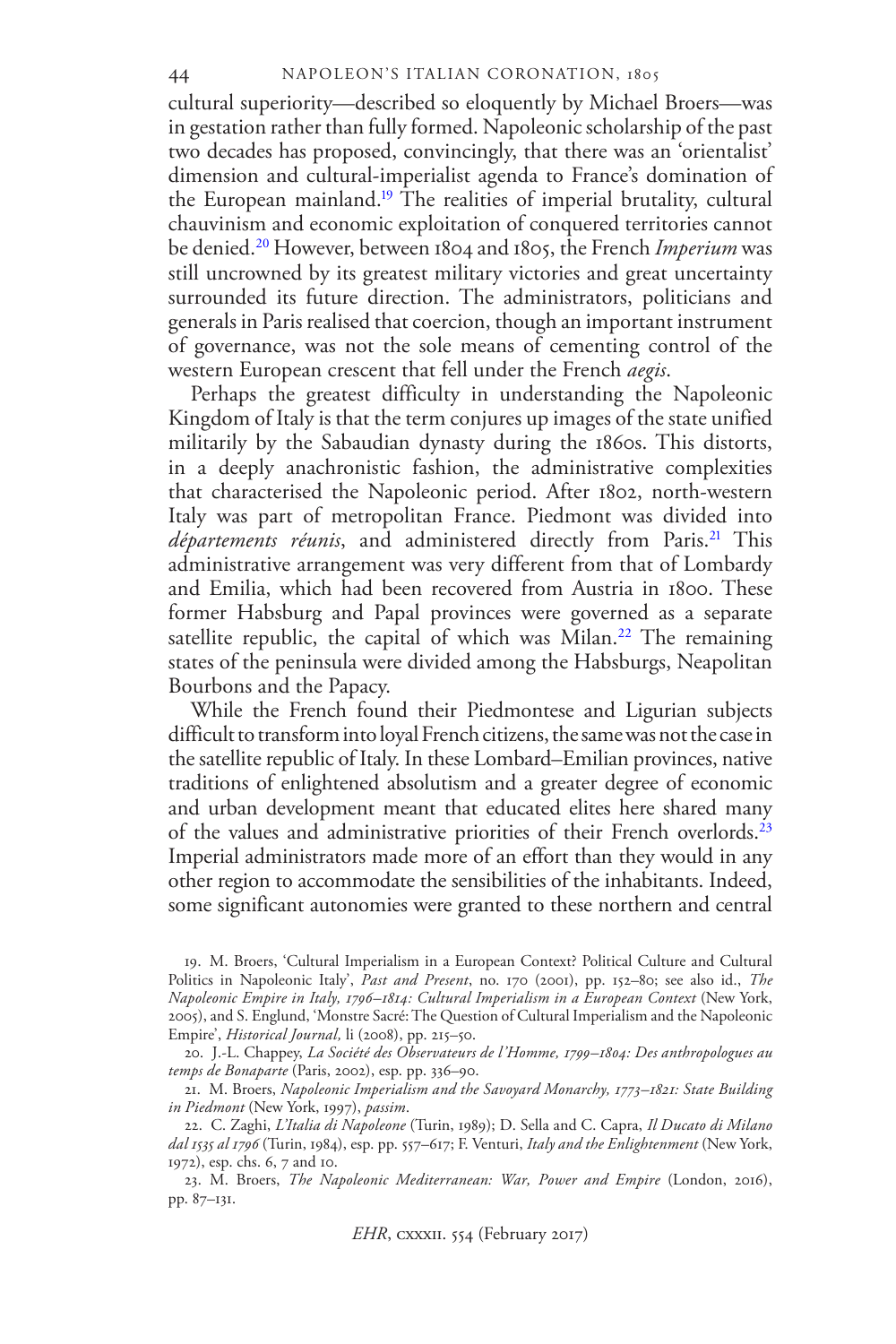cultural superiority—described so eloquently by Michael Broers—was in gestation rather than fully formed. Napoleonic scholarship of the past two decades has proposed, convincingly, that there was an 'orientalist' dimension and cultural-imperialist agenda to France's domination of the European mainland.[19] The realities of imperial brutality, cultural chauvinism and economic exploitation of conquered territories cannot be denied.[20] However, between 1804 and 1805, the French *Imperium* was still uncrowned by its greatest military victories and great uncertainty surrounded its future direction. The administrators, politicians and generals in Paris realised that coercion, though an important instrument of governance, was not the sole means of cementing control of the western European crescent that fell under the French *aegis*.

Perhaps the greatest difficulty in understanding the Napoleonic Kingdom of Italy is that the term conjures up images of the state unified militarily by the Sabaudian dynasty during the 1860s. This distorts, in a deeply anachronistic fashion, the administrative complexities that characterised the Napoleonic period. After 1802, north-western Italy was part of metropolitan France. Piedmont was divided into *départements réunis*, and administered directly from Paris.[21] This administrative arrangement was very different from that of Lombardy and Emilia, which had been recovered from Austria in 1800. These former Habsburg and Papal provinces were governed as a separate satellite republic, the capital of which was Milan.[22] The remaining states of the peninsula were divided among the Habsburgs, Neapolitan Bourbons and the Papacy.

While the French found their Piedmontese and Ligurian subjects difficult to transform into loyal French citizens, the same was not the case in the satellite republic of Italy. In these Lombard–Emilian provinces, native traditions of enlightened absolutism and a greater degree of economic and urban development meant that educated elites here shared many of the values and administrative priorities of their French overlords.[23] Imperial administrators made more of an effort than they would in any other region to accommodate the sensibilities of the inhabitants. Indeed, some significant autonomies were granted to these northern and central

19. M. Broers, 'Cultural Imperialism in a European Context? Political Culture and Cultural Politics in Napoleonic Italy', *Past and Present*, no. 170 (2001), pp. 152–80; see also id., *The Napoleonic Empire in Italy, 1796–1814: Cultural Imperialism in a European Context* (New York, 2005), and S. Englund, 'Monstre Sacré: The Question of Cultural Imperialism and the Napoleonic Empire', *Historical Journal,* li (2008), pp. 215–50.

20. J.-L. Chappey, *La Société des Observateurs de l'Homme, 1799–1804: Des anthropologues au temps de Bonaparte* (Paris, 2002), esp. pp. 336–90.

21. M. Broers, *Napoleonic Imperialism and the Savoyard Monarchy, 1773–1821: State Building in Piedmont* (New York, 1997), *passim*.

22. C. Zaghi, *L'Italia di Napoleone* (Turin, 1989); D. Sella and C. Capra, *Il Ducato di Milano dal 1535 al 1796* (Turin, 1984), esp. pp. 557–617; F. Venturi, *Italy and the Enlightenment* (New York, 1972), esp. chs. 6, 7 and 10.

23. M. Broers, *The Napoleonic Mediterranean: War, Power and Empire* (London, 2016), pp. 87–131.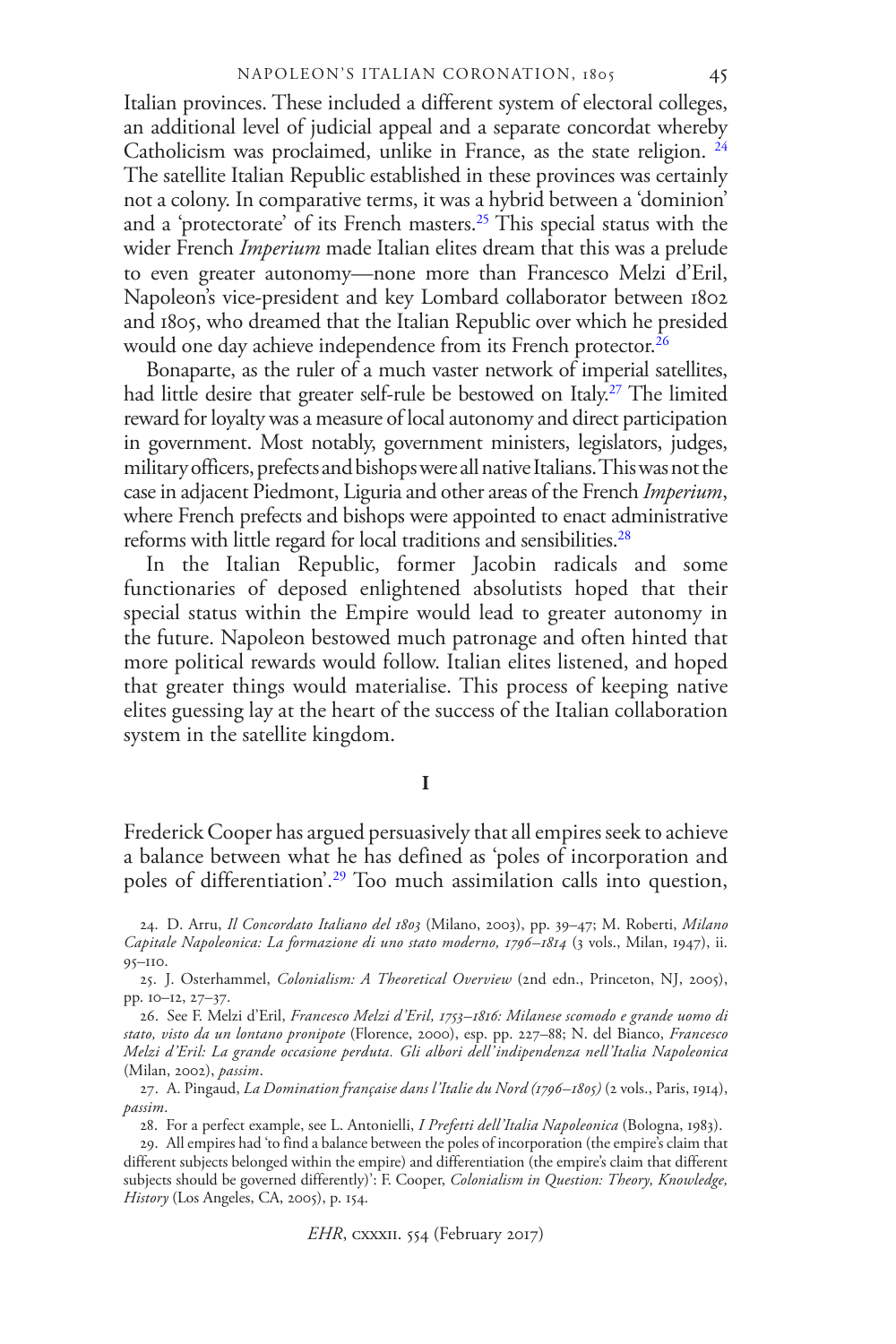Italian provinces. These included a different system of electoral colleges, an additional level of judicial appeal and a separate concordat whereby Catholicism was proclaimed, unlike in France, as the state religion. [24] The satellite Italian Republic established in these provinces was certainly not a colony. In comparative terms, it was a hybrid between a 'dominion' and a 'protectorate' of its French masters.[25] This special status with the wider French *Imperium* made Italian elites dream that this was a prelude to even greater autonomy—none more than Francesco Melzi d'Eril, Napoleon's vice-president and key Lombard collaborator between 1802 and 1805, who dreamed that the Italian Republic over which he presided would one day achieve independence from its French protector.[26]

Bonaparte, as the ruler of a much vaster network of imperial satellites, had little desire that greater self-rule be bestowed on Italy.[27] The limited reward for loyalty was a measure of local autonomy and direct participation in government. Most notably, government ministers, legislators, judges, military officers, prefects and bishops were all native Italians. This was not the case in adjacent Piedmont, Liguria and other areas of the French *Imperium*, where French prefects and bishops were appointed to enact administrative reforms with little regard for local traditions and sensibilities.[28]

In the Italian Republic, former Jacobin radicals and some functionaries of deposed enlightened absolutists hoped that their special status within the Empire would lead to greater autonomy in the future. Napoleon bestowed much patronage and often hinted that more political rewards would follow. Italian elites listened, and hoped that greater things would materialise. This process of keeping native elites guessing lay at the heart of the success of the Italian collaboration system in the satellite kingdom.

## I

Frederick Cooper has argued persuasively that all empires seek to achieve a balance between what he has defined as 'poles of incorporation and poles of differentiation'.[29] Too much assimilation calls into question,

24. D. Arru, *Il Concordato Italiano del 1803* (Milano, 2003), pp. 39–47; M. Roberti, *Milano Capitale Napoleonica: La formazione di uno stato moderno, 1796–1814* (3 vols., Milan, 1947), ii. 95–110.

25. J. Osterhammel, *Colonialism: A Theoretical Overview* (2nd edn., Princeton, NJ, 2005), pp. 10–12, 27–37.

26. See F. Melzi d'Eril, *Francesco Melzi d'Eril, 1753–1816: Milanese scomodo e grande uomo di stato, visto da un lontano pronipote* (Florence, 2000), esp. pp. 227–88; N. del Bianco, *Francesco Melzi d'Eril: La grande occasione perduta. Gli albori dell'indipendenza nell'Italia Napoleonica* (Milan, 2002), *passim*.

27. A. Pingaud, *La Domination française dans l'Italie du Nord (1796–1805)* (2 vols., Paris, 1914), *passim*.

28. For a perfect example, see L. Antonielli, *I Prefetti dell'Italia Napoleonica* (Bologna, 1983).

29. All empires had 'to find a balance between the poles of incorporation (the empire's claim that different subjects belonged within the empire) and differentiation (the empire's claim that different subjects should be governed differently)': F. Cooper, *Colonialism in Question: Theory, Knowledge, History* (Los Angeles, CA, 2005), p. 154.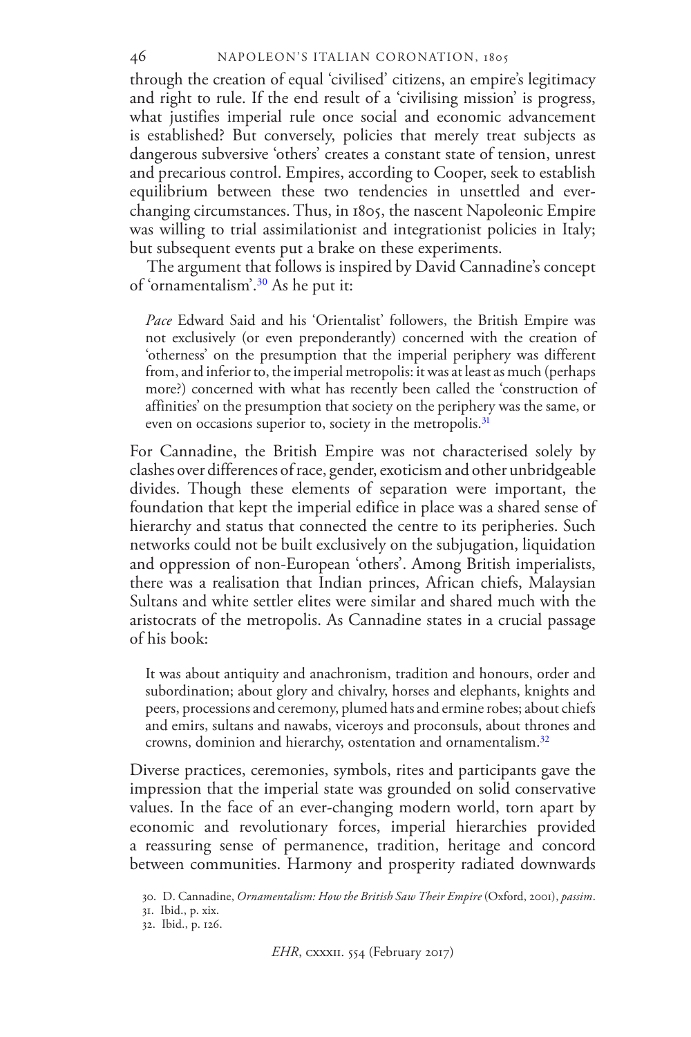through the creation of equal 'civilised' citizens, an empire's legitimacy and right to rule. If the end result of a 'civilising mission' is progress, what justifies imperial rule once social and economic advancement is established? But conversely, policies that merely treat subjects as dangerous subversive 'others' creates a constant state of tension, unrest and precarious control. Empires, according to Cooper, seek to establish equilibrium between these two tendencies in unsettled and ever-changing circumstances. Thus, in 1805, the nascent Napoleonic Empire was willing to trial assimilationist and integrationist policies in Italy; but subsequent events put a brake on these experiments.

The argument that follows is inspired by David Cannadine's concept of 'ornamentalism'.[30] As he put it:

> *Pace* Edward Said and his 'Orientalist' followers, the British Empire was not exclusively (or even preponderantly) concerned with the creation of 'otherness' on the presumption that the imperial periphery was different from, and inferior to, the imperial metropolis: it was at least as much (perhaps more?) concerned with what has recently been called the 'construction of affinities' on the presumption that society on the periphery was the same, or even on occasions superior to, society in the metropolis.[31]

For Cannadine, the British Empire was not characterised solely by clashes over differences of race, gender, exoticism and other unbridgeable divides. Though these elements of separation were important, the foundation that kept the imperial edifice in place was a shared sense of hierarchy and status that connected the centre to its peripheries. Such networks could not be built exclusively on the subjugation, liquidation and oppression of non-European 'others'. Among British imperialists, there was a realisation that Indian princes, African chiefs, Malaysian Sultans and white settler elites were similar and shared much with the aristocrats of the metropolis. As Cannadine states in a crucial passage of his book:

> It was about antiquity and anachronism, tradition and honours, order and subordination; about glory and chivalry, horses and elephants, knights and peers, processions and ceremony, plumed hats and ermine robes; about chiefs and emirs, sultans and nawabs, viceroys and proconsuls, about thrones and crowns, dominion and hierarchy, ostentation and ornamentalism.[32]

Diverse practices, ceremonies, symbols, rites and participants gave the impression that the imperial state was grounded on solid conservative values. In the face of an ever-changing modern world, torn apart by economic and revolutionary forces, imperial hierarchies provided a reassuring sense of permanence, tradition, heritage and concord between communities. Harmony and prosperity radiated downwards

30. D. Cannadine, *Ornamentalism: How the British Saw Their Empire* (Oxford, 2001), *passim*.

31. Ibid., p. xix.

32. Ibid., p. 126.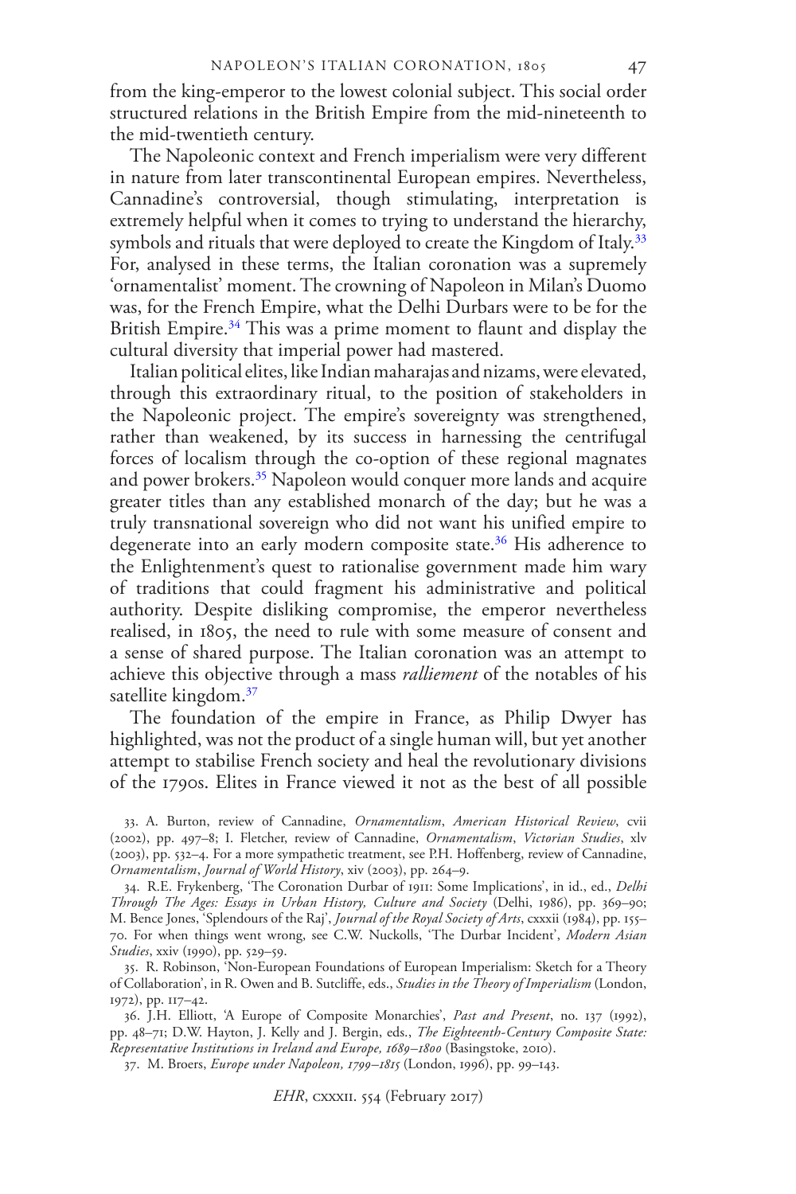from the king-emperor to the lowest colonial subject. This social order structured relations in the British Empire from the mid-nineteenth to the mid-twentieth century.

The Napoleonic context and French imperialism were very different in nature from later transcontinental European empires. Nevertheless, Cannadine's controversial, though stimulating, interpretation is extremely helpful when it comes to trying to understand the hierarchy, symbols and rituals that were deployed to create the Kingdom of Italy.[33] For, analysed in these terms, the Italian coronation was a supremely 'ornamentalist' moment. The crowning of Napoleon in Milan's Duomo was, for the French Empire, what the Delhi Durbars were to be for the British Empire.[34] This was a prime moment to flaunt and display the cultural diversity that imperial power had mastered.

Italian political elites, like Indian maharajas and nizams, were elevated, through this extraordinary ritual, to the position of stakeholders in the Napoleonic project. The empire's sovereignty was strengthened, rather than weakened, by its success in harnessing the centrifugal forces of localism through the co-option of these regional magnates and power brokers.[35] Napoleon would conquer more lands and acquire greater titles than any established monarch of the day; but he was a truly transnational sovereign who did not want his unified empire to degenerate into an early modern composite state.[36] His adherence to the Enlightenment's quest to rationalise government made him wary of traditions that could fragment his administrative and political authority. Despite disliking compromise, the emperor nevertheless realised, in 1805, the need to rule with some measure of consent and a sense of shared purpose. The Italian coronation was an attempt to achieve this objective through a mass *ralliement* of the notables of his satellite kingdom.[37]

The foundation of the empire in France, as Philip Dwyer has highlighted, was not the product of a single human will, but yet another attempt to stabilise French society and heal the revolutionary divisions of the 1790s. Elites in France viewed it not as the best of all possible

33. A. Burton, review of Cannadine, *Ornamentalism*, *American Historical Review*, cvii (2002), pp. 497–8; I. Fletcher, review of Cannadine, *Ornamentalism*, *Victorian Studies*, xlv (2003), pp. 532–4. For a more sympathetic treatment, see P.H. Hoffenberg, review of Cannadine, *Ornamentalism*, *Journal of World History*, xiv (2003), pp. 264–9.

34. R.E. Frykenberg, 'The Coronation Durbar of 1911: Some Implications', in id., ed., *Delhi Through The Ages: Essays in Urban History, Culture and Society* (Delhi, 1986), pp. 369–90; M. Bence Jones, 'Splendours of the Raj', *Journal of the Royal Society of Arts*, cxxxii (1984), pp. 155–70. For when things went wrong, see C.W. Nuckolls, 'The Durbar Incident', *Modern Asian Studies*, xxiv (1990), pp. 529–59.

35. R. Robinson, 'Non-European Foundations of European Imperialism: Sketch for a Theory of Collaboration', in R. Owen and B. Sutcliffe, eds., *Studies in the Theory of Imperialism* (London, 1972), pp. 117–42.

36. J.H. Elliott, 'A Europe of Composite Monarchies', *Past and Present*, no. 137 (1992), pp. 48–71; D.W. Hayton, J. Kelly and J. Bergin, eds., *The Eighteenth-Century Composite State: Representative Institutions in Ireland and Europe, 1689–1800* (Basingstoke, 2010).

37. M. Broers, *Europe under Napoleon, 1799–1815* (London, 1996), pp. 99–143.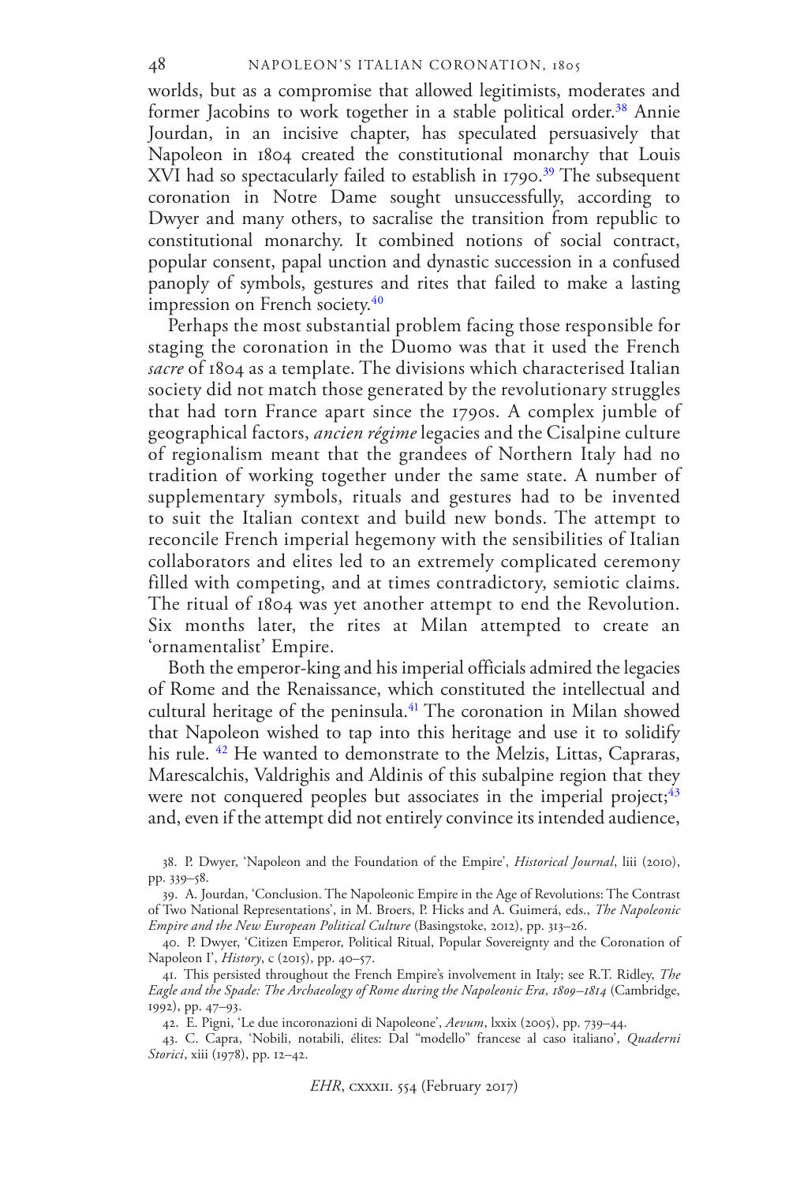worlds, but as a compromise that allowed legitimists, moderates and former Jacobins to work together in a stable political order.[38] Annie Jourdan, in an incisive chapter, has speculated persuasively that Napoleon in 1804 created the constitutional monarchy that Louis XVI had so spectacularly failed to establish in 1790.[39] The subsequent coronation in Notre Dame sought unsuccessfully, according to Dwyer and many others, to sacralise the transition from republic to constitutional monarchy. It combined notions of social contract, popular consent, papal unction and dynastic succession in a confused panoply of symbols, gestures and rites that failed to make a lasting impression on French society.[40]

Perhaps the most substantial problem facing those responsible for staging the coronation in the Duomo was that it used the French *sacre* of 1804 as a template. The divisions which characterised Italian society did not match those generated by the revolutionary struggles that had torn France apart since the 1790s. A complex jumble of geographical factors, *ancien régime* legacies and the Cisalpine culture of regionalism meant that the grandees of Northern Italy had no tradition of working together under the same state. A number of supplementary symbols, rituals and gestures had to be invented to suit the Italian context and build new bonds. The attempt to reconcile French imperial hegemony with the sensibilities of Italian collaborators and elites led to an extremely complicated ceremony filled with competing, and at times contradictory, semiotic claims. The ritual of 1804 was yet another attempt to end the Revolution. Six months later, the rites at Milan attempted to create an 'ornamentalist' Empire.

Both the emperor-king and his imperial officials admired the legacies of Rome and the Renaissance, which constituted the intellectual and cultural heritage of the peninsula.[41] The coronation in Milan showed that Napoleon wished to tap into this heritage and use it to solidify his rule. [42] He wanted to demonstrate to the Melzis, Littas, Capraras, Marescalchis, Valdrighis and Aldinis of this subalpine region that they were not conquered peoples but associates in the imperial project;[43] and, even if the attempt did not entirely convince its intended audience,

38. P. Dwyer, 'Napoleon and the Foundation of the Empire', *Historical Journal*, liii (2010), pp. 339–58.

39. A. Jourdan, 'Conclusion. The Napoleonic Empire in the Age of Revolutions: The Contrast of Two National Representations', in M. Broers, P. Hicks and A. Guimerá, eds., *The Napoleonic Empire and the New European Political Culture* (Basingstoke, 2012), pp. 313–26.

40. P. Dwyer, 'Citizen Emperor, Political Ritual, Popular Sovereignty and the Coronation of Napoleon I', *History*, c (2015), pp. 40–57.

41. This persisted throughout the French Empire's involvement in Italy; see R.T. Ridley, *The Eagle and the Spade: The Archaeology of Rome during the Napoleonic Era, 1809–1814* (Cambridge, 1992), pp. 47–93.

42. E. Pigni, 'Le due incoronazioni di Napoleone', *Aevum*, lxxix (2005), pp. 739–44.

43. C. Capra, 'Nobili, notabili, élites: Dal "modello" francese al caso italiano', *Quaderni Storici*, xiii (1978), pp. 12–42.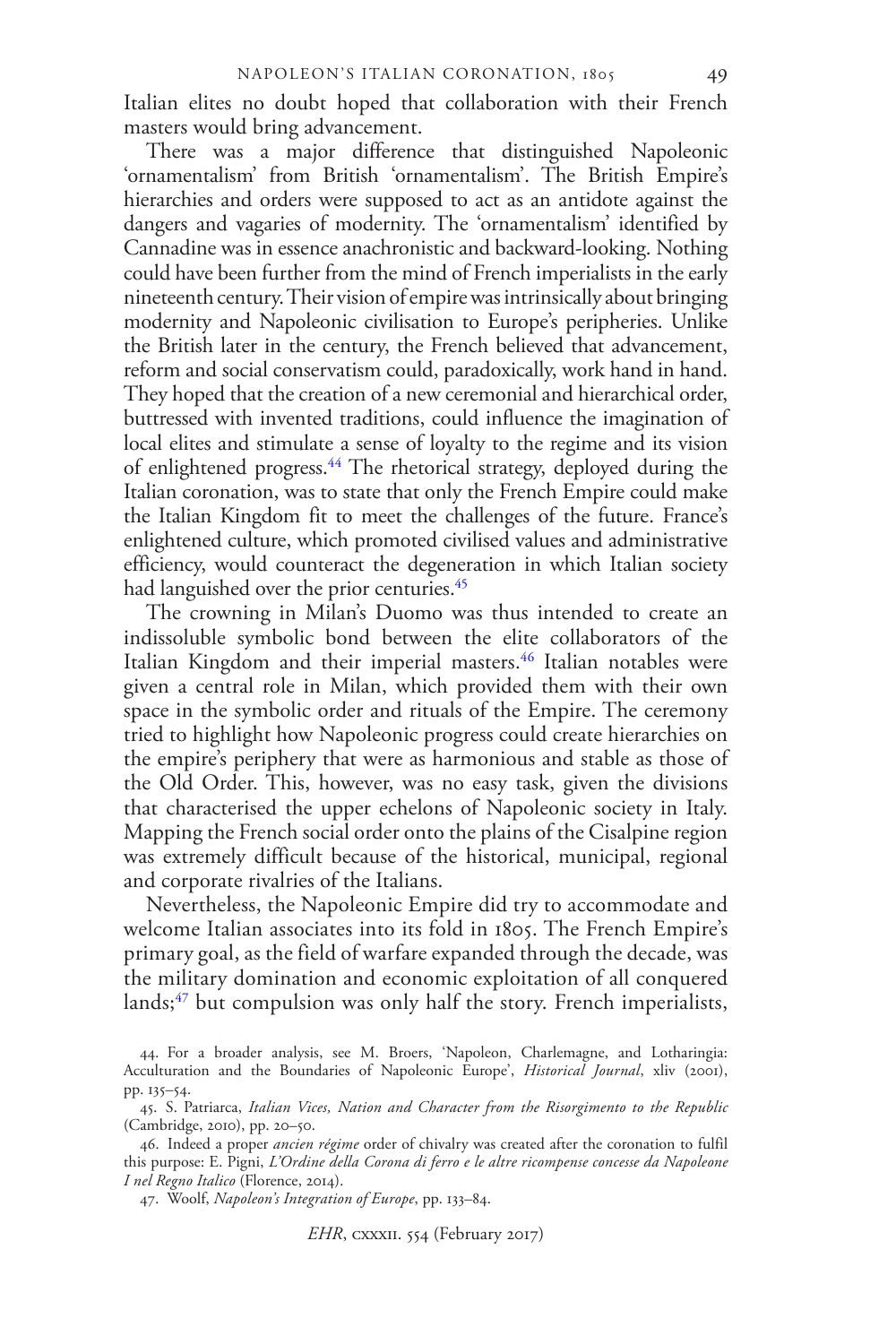Italian elites no doubt hoped that collaboration with their French masters would bring advancement.

There was a major difference that distinguished Napoleonic 'ornamentalism' from British 'ornamentalism'. The British Empire's hierarchies and orders were supposed to act as an antidote against the dangers and vagaries of modernity. The 'ornamentalism' identified by Cannadine was in essence anachronistic and backward-looking. Nothing could have been further from the mind of French imperialists in the early nineteenth century. Their vision of empire was intrinsically about bringing modernity and Napoleonic civilisation to Europe's peripheries. Unlike the British later in the century, the French believed that advancement, reform and social conservatism could, paradoxically, work hand in hand. They hoped that the creation of a new ceremonial and hierarchical order, buttressed with invented traditions, could influence the imagination of local elites and stimulate a sense of loyalty to the regime and its vision of enlightened progress.[44] The rhetorical strategy, deployed during the Italian coronation, was to state that only the French Empire could make the Italian Kingdom fit to meet the challenges of the future. France's enlightened culture, which promoted civilised values and administrative efficiency, would counteract the degeneration in which Italian society had languished over the prior centuries.[45]

The crowning in Milan's Duomo was thus intended to create an indissoluble symbolic bond between the elite collaborators of the Italian Kingdom and their imperial masters.[46] Italian notables were given a central role in Milan, which provided them with their own space in the symbolic order and rituals of the Empire. The ceremony tried to highlight how Napoleonic progress could create hierarchies on the empire's periphery that were as harmonious and stable as those of the Old Order. This, however, was no easy task, given the divisions that characterised the upper echelons of Napoleonic society in Italy. Mapping the French social order onto the plains of the Cisalpine region was extremely difficult because of the historical, municipal, regional and corporate rivalries of the Italians.

Nevertheless, the Napoleonic Empire did try to accommodate and welcome Italian associates into its fold in 1805. The French Empire's primary goal, as the field of warfare expanded through the decade, was the military domination and economic exploitation of all conquered lands;[47] but compulsion was only half the story. French imperialists,

44. For a broader analysis, see M. Broers, 'Napoleon, Charlemagne, and Lotharingia: Acculturation and the Boundaries of Napoleonic Europe', *Historical Journal*, xliv (2001), pp. 135–54.

45. S. Patriarca, *Italian Vices, Nation and Character from the Risorgimento to the Republic* (Cambridge, 2010), pp. 20–50.

46. Indeed a proper *ancien régime* order of chivalry was created after the coronation to fulfil this purpose: E. Pigni, *L'Ordine della Corona di ferro e le altre ricompense concesse da Napoleone I nel Regno Italico* (Florence, 2014).

47. Woolf, *Napoleon's Integration of Europe*, pp. 133–84.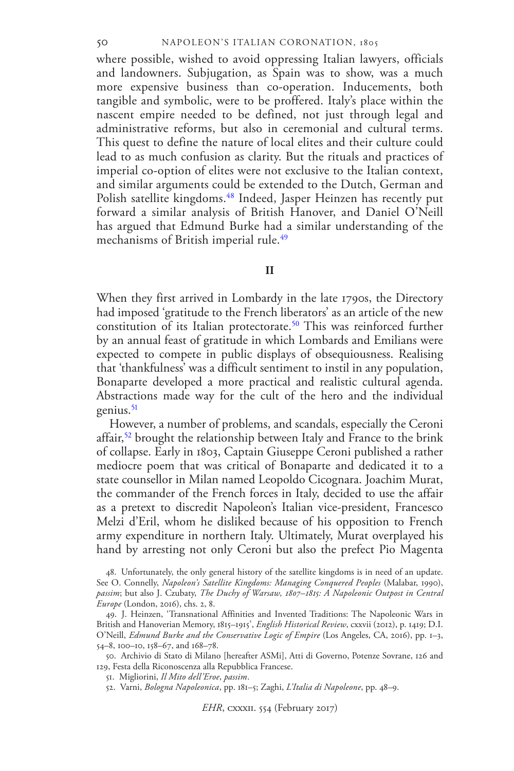where possible, wished to avoid oppressing Italian lawyers, officials and landowners. Subjugation, as Spain was to show, was a much more expensive business than co-operation. Inducements, both tangible and symbolic, were to be proffered. Italy's place within the nascent empire needed to be defined, not just through legal and administrative reforms, but also in ceremonial and cultural terms. This quest to define the nature of local elites and their culture could lead to as much confusion as clarity. But the rituals and practices of imperial co-option of elites were not exclusive to the Italian context, and similar arguments could be extended to the Dutch, German and Polish satellite kingdoms.[48] Indeed, Jasper Heinzen has recently put forward a similar analysis of British Hanover, and Daniel O'Neill has argued that Edmund Burke had a similar understanding of the mechanisms of British imperial rule.[49]

## II

When they first arrived in Lombardy in the late 1790s, the Directory had imposed 'gratitude to the French liberators' as an article of the new constitution of its Italian protectorate.[50] This was reinforced further by an annual feast of gratitude in which Lombards and Emilians were expected to compete in public displays of obsequiousness. Realising that 'thankfulness' was a difficult sentiment to instil in any population, Bonaparte developed a more practical and realistic cultural agenda. Abstractions made way for the cult of the hero and the individual genius.[51]

However, a number of problems, and scandals, especially the Ceroni affair,[52] brought the relationship between Italy and France to the brink of collapse. Early in 1803, Captain Giuseppe Ceroni published a rather mediocre poem that was critical of Bonaparte and dedicated it to a state counsellor in Milan named Leopoldo Cicognara. Joachim Murat, the commander of the French forces in Italy, decided to use the affair as a pretext to discredit Napoleon's Italian vice-president, Francesco Melzi d'Eril, whom he disliked because of his opposition to French army expenditure in northern Italy. Ultimately, Murat overplayed his hand by arresting not only Ceroni but also the prefect Pio Magenta

48. Unfortunately, the only general history of the satellite kingdoms is in need of an update. See O. Connelly, *Napoleon's Satellite Kingdoms: Managing Conquered Peoples* (Malabar, 1990), *passim*; but also J. Czubaty, *The Duchy of Warsaw, 1807–1815: A Napoleonic Outpost in Central Europe* (London, 2016), chs. 2, 8.

49. J. Heinzen, 'Transnational Affinities and Invented Traditions: The Napoleonic Wars in British and Hanoverian Memory, 1815–1915', *English Historical Review*, cxxvii (2012), p. 1419; D.I. O'Neill, *Edmund Burke and the Conservative Logic of Empire* (Los Angeles, CA, 2016), pp. 1–3, 54–8, 100–10, 158–67, and 168–78.

50. Archivio di Stato di Milano [hereafter ASMi], Atti di Governo, Potenze Sovrane, 126 and 129, Festa della Riconoscenza alla Repubblica Francese.

51. Migliorini, *Il Mito dell'Eroe*, *passim*.

52. Varni, *Bologna Napoleonica*, pp. 181–5; Zaghi, *L'Italia di Napoleone*, pp. 48–9.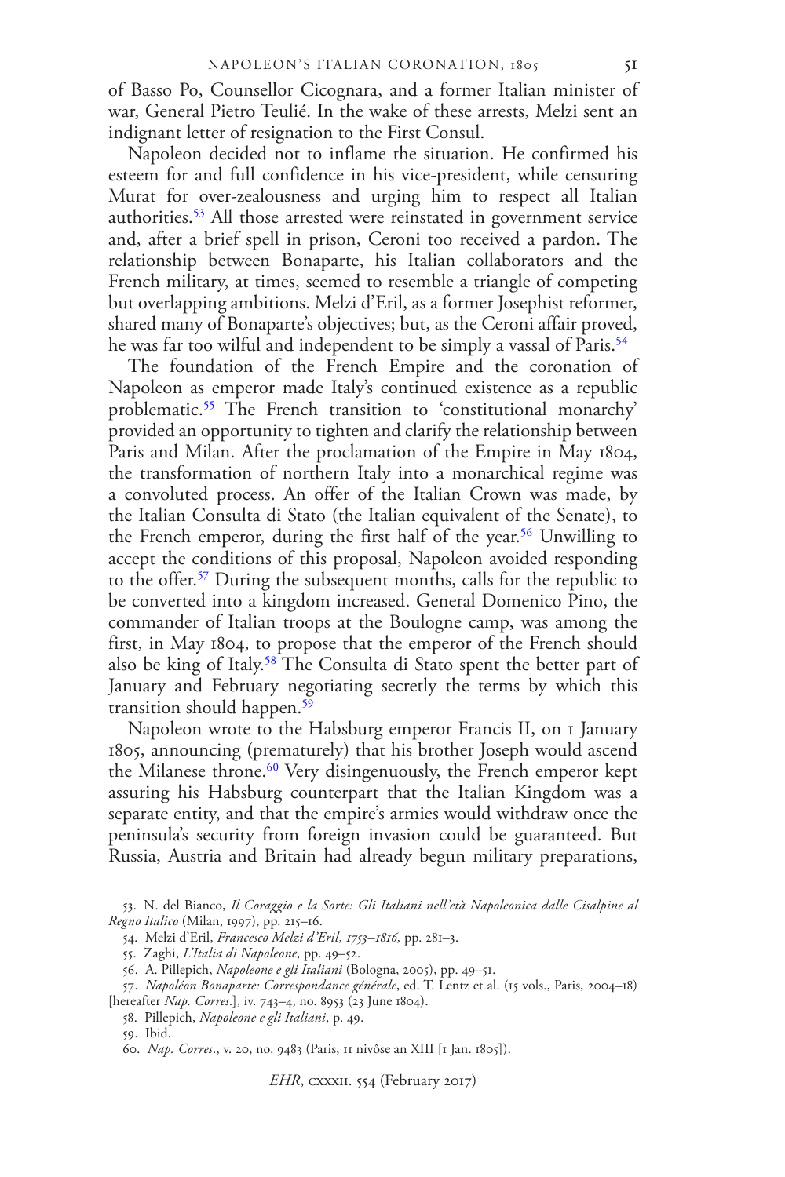of Basso Po, Counsellor Cicognara, and a former Italian minister of war, General Pietro Teulié. In the wake of these arrests, Melzi sent an indignant letter of resignation to the First Consul.

Napoleon decided not to inflame the situation. He confirmed his esteem for and full confidence in his vice-president, while censuring Murat for over-zealousness and urging him to respect all Italian authorities.[53] All those arrested were reinstated in government service and, after a brief spell in prison, Ceroni too received a pardon. The relationship between Bonaparte, his Italian collaborators and the French military, at times, seemed to resemble a triangle of competing but overlapping ambitions. Melzi d'Eril, as a former Josephist reformer, shared many of Bonaparte's objectives; but, as the Ceroni affair proved, he was far too wilful and independent to be simply a vassal of Paris.[54]

The foundation of the French Empire and the coronation of Napoleon as emperor made Italy's continued existence as a republic problematic.[55] The French transition to 'constitutional monarchy' provided an opportunity to tighten and clarify the relationship between Paris and Milan. After the proclamation of the Empire in May 1804, the transformation of northern Italy into a monarchical regime was a convoluted process. An offer of the Italian Crown was made, by the Italian Consulta di Stato (the Italian equivalent of the Senate), to the French emperor, during the first half of the year.[56] Unwilling to accept the conditions of this proposal, Napoleon avoided responding to the offer.[57] During the subsequent months, calls for the republic to be converted into a kingdom increased. General Domenico Pino, the commander of Italian troops at the Boulogne camp, was among the first, in May 1804, to propose that the emperor of the French should also be king of Italy.[58] The Consulta di Stato spent the better part of January and February negotiating secretly the terms by which this transition should happen.[59]

Napoleon wrote to the Habsburg emperor Francis II, on 1 January 1805, announcing (prematurely) that his brother Joseph would ascend the Milanese throne.[60] Very disingenuously, the French emperor kept assuring his Habsburg counterpart that the Italian Kingdom was a separate entity, and that the empire's armies would withdraw once the peninsula's security from foreign invasion could be guaranteed. But Russia, Austria and Britain had already begun military preparations,

53. N. del Bianco, *Il Coraggio e la Sorte: Gli Italiani nell'età Napoleonica dalle Cisalpine al Regno Italico* (Milan, 1997), pp. 215–16.

54. Melzi d'Eril, *Francesco Melzi d'Eril, 1753–1816,* pp. 281–3.

55. Zaghi, *L'Italia di Napoleone*, pp. 49–52.

56. A. Pillepich, *Napoleone e gli Italiani* (Bologna, 2005), pp. 49–51.

57. *Napoléon Bonaparte: Correspondance générale*, ed. T. Lentz et al. (15 vols., Paris, 2004–18) [hereafter *Nap. Corres.*], iv. 743–4, no. 8953 (23 June 1804).

58. Pillepich, *Napoleone e gli Italiani*, p. 49.

59. Ibid.

60. *Nap. Corres.*, v. 20, no. 9483 (Paris, 11 nivôse an XIII [1 Jan. 1805]).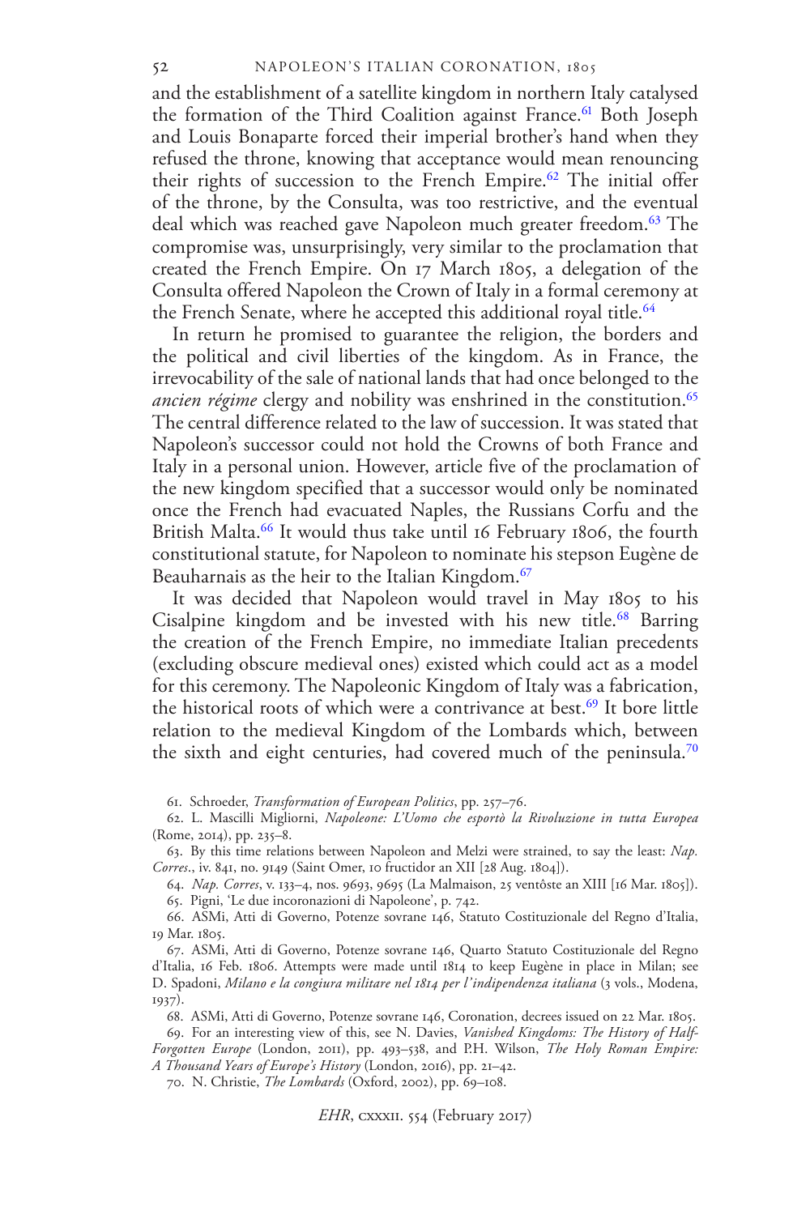and the establishment of a satellite kingdom in northern Italy catalysed the formation of the Third Coalition against France.[61] Both Joseph and Louis Bonaparte forced their imperial brother's hand when they refused the throne, knowing that acceptance would mean renouncing their rights of succession to the French Empire.[62] The initial offer of the throne, by the Consulta, was too restrictive, and the eventual deal which was reached gave Napoleon much greater freedom.[63] The compromise was, unsurprisingly, very similar to the proclamation that created the French Empire. On 17 March 1805, a delegation of the Consulta offered Napoleon the Crown of Italy in a formal ceremony at the French Senate, where he accepted this additional royal title.[64]

In return he promised to guarantee the religion, the borders and the political and civil liberties of the kingdom. As in France, the irrevocability of the sale of national lands that had once belonged to the *ancien régime* clergy and nobility was enshrined in the constitution.[65] The central difference related to the law of succession. It was stated that Napoleon's successor could not hold the Crowns of both France and Italy in a personal union. However, article five of the proclamation of the new kingdom specified that a successor would only be nominated once the French had evacuated Naples, the Russians Corfu and the British Malta.[66] It would thus take until 16 February 1806, the fourth constitutional statute, for Napoleon to nominate his stepson Eugène de Beauharnais as the heir to the Italian Kingdom.[67]

It was decided that Napoleon would travel in May 1805 to his Cisalpine kingdom and be invested with his new title.[68] Barring the creation of the French Empire, no immediate Italian precedents (excluding obscure medieval ones) existed which could act as a model for this ceremony. The Napoleonic Kingdom of Italy was a fabrication, the historical roots of which were a contrivance at best.[69] It bore little relation to the medieval Kingdom of the Lombards which, between the sixth and eight centuries, had covered much of the peninsula.[70]

61. Schroeder, *Transformation of European Politics*, pp. 257–76.

62. L. Mascilli Migliorni, *Napoleone: L'Uomo che esportò la Rivoluzione in tutta Europea* (Rome, 2014), pp. 235–8.

63. By this time relations between Napoleon and Melzi were strained, to say the least: *Nap. Corres*., iv. 841, no. 9149 (Saint Omer, 10 fructidor an XII [28 Aug. 1804]).

64. *Nap. Corres*, v. 133–4, nos. 9693, 9695 (La Malmaison, 25 ventôste an XIII [16 Mar. 1805]).

65. Pigni, 'Le due incoronazioni di Napoleone', p. 742.

66. ASMi, Atti di Governo, Potenze sovrane 146, Statuto Costituzionale del Regno d'Italia, 19 Mar. 1805.

67. ASMi, Atti di Governo, Potenze sovrane 146, Quarto Statuto Costituzionale del Regno d'Italia, 16 Feb. 1806. Attempts were made until 1814 to keep Eugène in place in Milan; see D. Spadoni, *Milano e la congiura militare nel 1814 per l'indipendenza italiana* (3 vols., Modena, 1937).

68. ASMi, Atti di Governo, Potenze sovrane 146, Coronation, decrees issued on 22 Mar. 1805.

69. For an interesting view of this, see N. Davies, *Vanished Kingdoms: The History of Half-Forgotten Europe* (London, 2011), pp. 493–538, and P.H. Wilson, *The Holy Roman Empire: A Thousand Years of Europe's History* (London, 2016), pp. 21–42.

70. N. Christie, *The Lombards* (Oxford, 2002), pp. 69–108.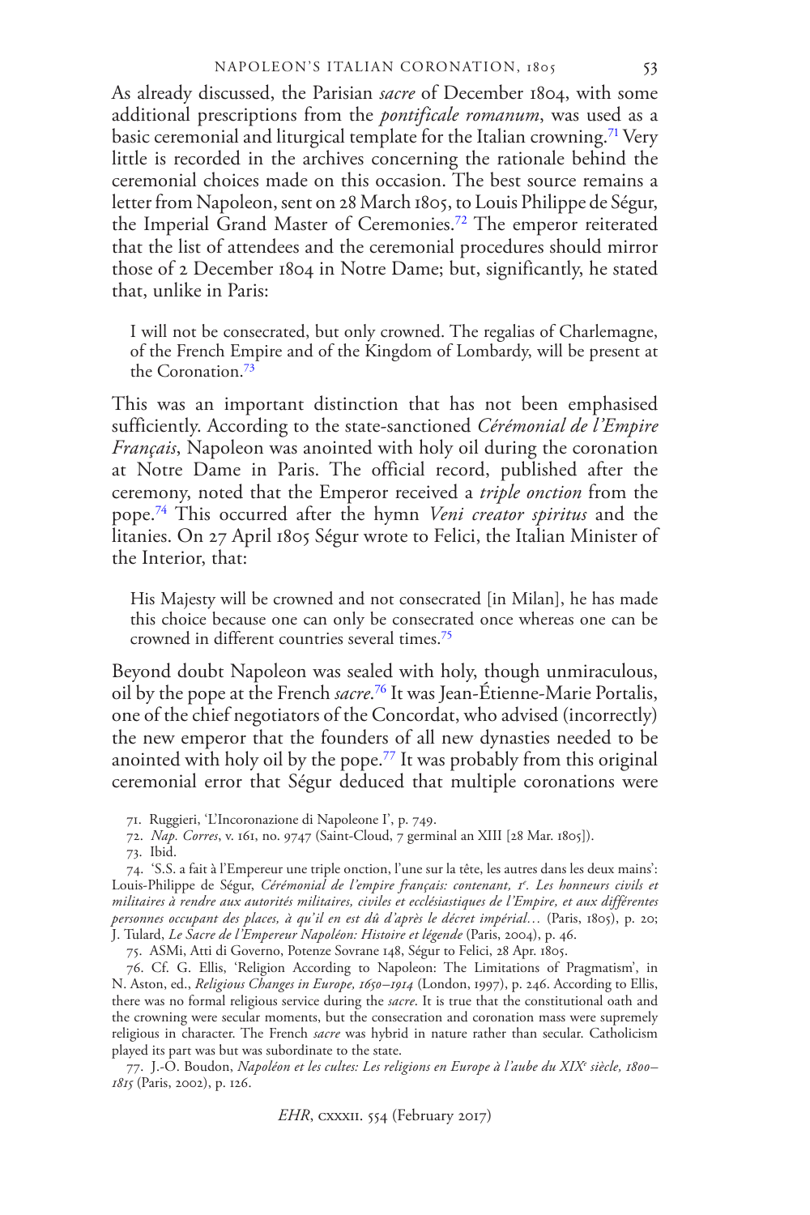As already discussed, the Parisian *sacre* of December 1804, with some additional prescriptions from the *pontificale romanum*, was used as a basic ceremonial and liturgical template for the Italian crowning.[71] Very little is recorded in the archives concerning the rationale behind the ceremonial choices made on this occasion. The best source remains a letter from Napoleon, sent on 28 March 1805, to Louis Philippe de Ségur, the Imperial Grand Master of Ceremonies.[72] The emperor reiterated that the list of attendees and the ceremonial procedures should mirror those of 2 December 1804 in Notre Dame; but, significantly, he stated that, unlike in Paris:

> I will not be consecrated, but only crowned. The regalias of Charlemagne, of the French Empire and of the Kingdom of Lombardy, will be present at the Coronation.[73]

This was an important distinction that has not been emphasised sufficiently. According to the state-sanctioned *Cérémonial de l'Empire Français*, Napoleon was anointed with holy oil during the coronation at Notre Dame in Paris. The official record, published after the ceremony, noted that the Emperor received a *triple onction* from the pope.[74] This occurred after the hymn *Veni creator spiritus* and the litanies. On 27 April 1805 Ségur wrote to Felici, the Italian Minister of the Interior, that:

> His Majesty will be crowned and not consecrated [in Milan], he has made this choice because one can only be consecrated once whereas one can be crowned in different countries several times.[75]

Beyond doubt Napoleon was sealed with holy, though unmiraculous, oil by the pope at the French *sacre*.[76] It was Jean-Étienne-Marie Portalis, one of the chief negotiators of the Concordat, who advised (incorrectly) the new emperor that the founders of all new dynasties needed to be anointed with holy oil by the pope.[77] It was probably from this original ceremonial error that Ségur deduced that multiple coronations were

71. Ruggieri, 'L'Incoronazione di Napoleone I', p. 749.

72. *Nap. Corres*, v. 161, no. 9747 (Saint-Cloud, 7 germinal an XIII [28 Mar. 1805]).

73. Ibid.

74. 'S.S. a fait à l'Empereur une triple onction, l'une sur la tête, les autres dans les deux mains': Louis-Philippe de Ségur, *Cérémonial de l'empire français: contenant, 1^e. Les honneurs civils et militaires à rendre aux autorités militaires, civiles et ecclésiastiques de l'Empire, et aux différentes personnes occupant des places, à qu'il en est dû d'après le décret impérial…* (Paris, 1805), p. 20; J. Tulard, *Le Sacre de l'Empereur Napoléon: Histoire et légende* (Paris, 2004), p. 46.

75. ASMi, Atti di Governo, Potenze Sovrane 148, Ségur to Felici, 28 Apr. 1805.

76. Cf. G. Ellis, 'Religion According to Napoleon: The Limitations of Pragmatism', in N. Aston, ed., *Religious Changes in Europe, 1650–1914* (London, 1997), p. 246. According to Ellis, there was no formal religious service during the *sacre*. It is true that the constitutional oath and the crowning were secular moments, but the consecration and coronation mass were supremely religious in character. The French *sacre* was hybrid in nature rather than secular. Catholicism played its part was but was subordinate to the state.

77. J.-O. Boudon, *Napoléon et les cultes: Les religions en Europe à l'aube du XIX^e siècle, 1800–1815* (Paris, 2002), p. 126.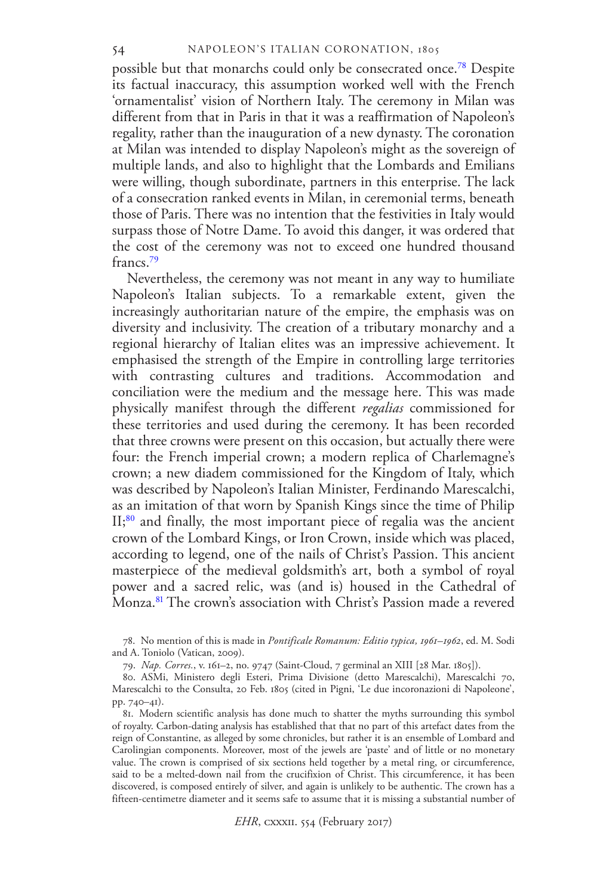possible but that monarchs could only be consecrated once.[78] Despite its factual inaccuracy, this assumption worked well with the French 'ornamentalist' vision of Northern Italy. The ceremony in Milan was different from that in Paris in that it was a reaffirmation of Napoleon's regality, rather than the inauguration of a new dynasty. The coronation at Milan was intended to display Napoleon's might as the sovereign of multiple lands, and also to highlight that the Lombards and Emilians were willing, though subordinate, partners in this enterprise. The lack of a consecration ranked events in Milan, in ceremonial terms, beneath those of Paris. There was no intention that the festivities in Italy would surpass those of Notre Dame. To avoid this danger, it was ordered that the cost of the ceremony was not to exceed one hundred thousand francs.[79]

Nevertheless, the ceremony was not meant in any way to humiliate Napoleon's Italian subjects. To a remarkable extent, given the increasingly authoritarian nature of the empire, the emphasis was on diversity and inclusivity. The creation of a tributary monarchy and a regional hierarchy of Italian elites was an impressive achievement. It emphasised the strength of the Empire in controlling large territories with contrasting cultures and traditions. Accommodation and conciliation were the medium and the message here. This was made physically manifest through the different *regalias* commissioned for these territories and used during the ceremony. It has been recorded that three crowns were present on this occasion, but actually there were four: the French imperial crown; a modern replica of Charlemagne's crown; a new diadem commissioned for the Kingdom of Italy, which was described by Napoleon's Italian Minister, Ferdinando Marescalchi, as an imitation of that worn by Spanish Kings since the time of Philip II;[80] and finally, the most important piece of regalia was the ancient crown of the Lombard Kings, or Iron Crown, inside which was placed, according to legend, one of the nails of Christ's Passion. This ancient masterpiece of the medieval goldsmith's art, both a symbol of royal power and a sacred relic, was (and is) housed in the Cathedral of Monza.[81] The crown's association with Christ's Passion made a revered

78. No mention of this is made in *Pontificale Romanum: Editio typica, 1961–1962*, ed. M. Sodi and A. Toniolo (Vatican, 2009).

79. *Nap. Corres.*, v. 161–2, no. 9747 (Saint-Cloud, 7 germinal an XIII [28 Mar. 1805]).

80. ASMi, Ministero degli Esteri, Prima Divisione (detto Marescalchi), Marescalchi 70, Marescalchi to the Consulta, 20 Feb. 1805 (cited in Pigni, 'Le due incoronazioni di Napoleone', pp. 740–41).

81. Modern scientific analysis has done much to shatter the myths surrounding this symbol of royalty. Carbon-dating analysis has established that that no part of this artefact dates from the reign of Constantine, as alleged by some chronicles, but rather it is an ensemble of Lombard and Carolingian components. Moreover, most of the jewels are 'paste' and of little or no monetary value. The crown is comprised of six sections held together by a metal ring, or circumference, said to be a melted-down nail from the crucifixion of Christ. This circumference, it has been discovered, is composed entirely of silver, and again is unlikely to be authentic. The crown has a fifteen-centimetre diameter and it seems safe to assume that it is missing a substantial number of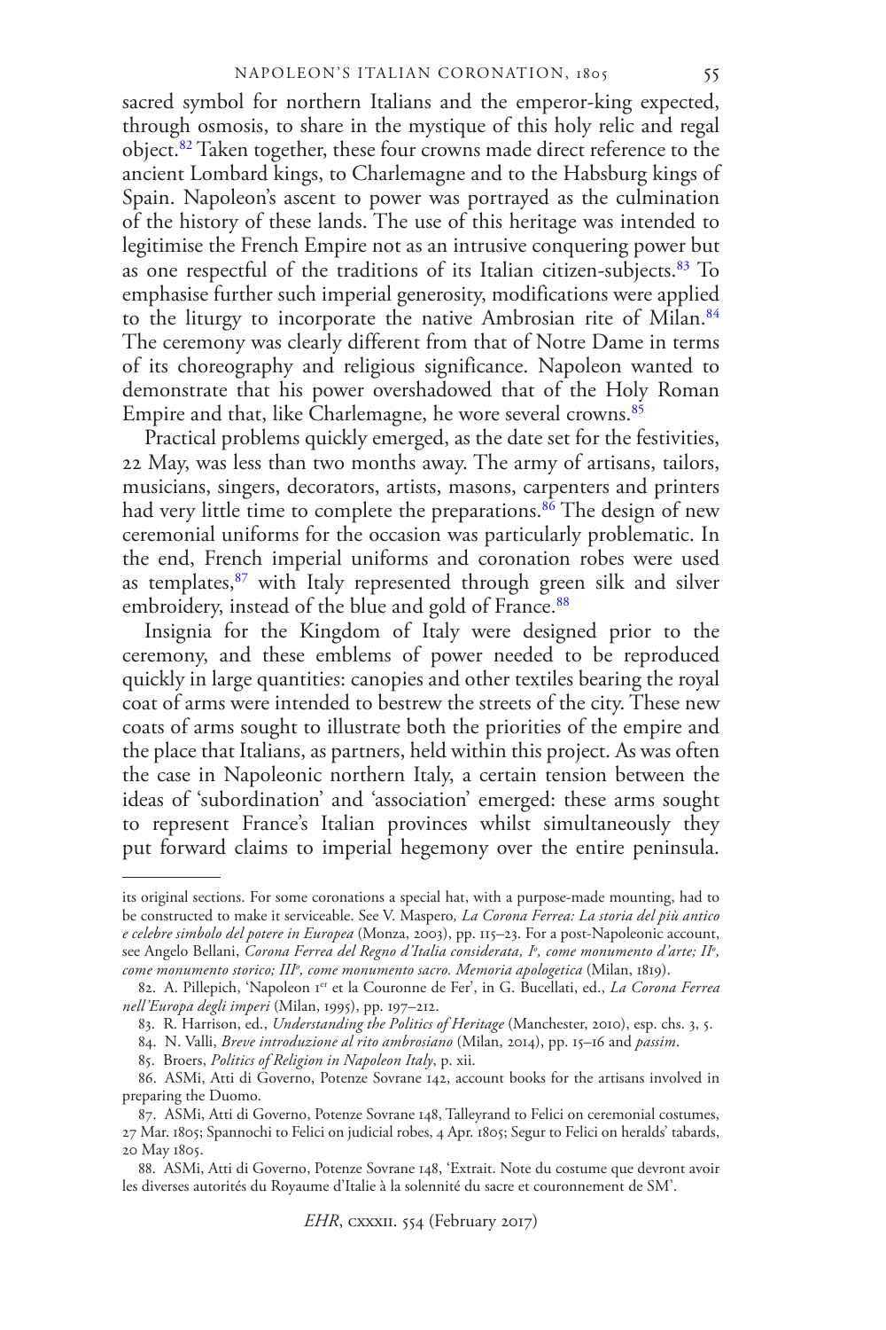sacred symbol for northern Italians and the emperor-king expected, through osmosis, to share in the mystique of this holy relic and regal object.[82] Taken together, these four crowns made direct reference to the ancient Lombard kings, to Charlemagne and to the Habsburg kings of Spain. Napoleon's ascent to power was portrayed as the culmination of the history of these lands. The use of this heritage was intended to legitimise the French Empire not as an intrusive conquering power but as one respectful of the traditions of its Italian citizen-subjects.[83] To emphasise further such imperial generosity, modifications were applied to the liturgy to incorporate the native Ambrosian rite of Milan.[84] The ceremony was clearly different from that of Notre Dame in terms of its choreography and religious significance. Napoleon wanted to demonstrate that his power overshadowed that of the Holy Roman Empire and that, like Charlemagne, he wore several crowns.[85]

Practical problems quickly emerged, as the date set for the festivities, 22 May, was less than two months away. The army of artisans, tailors, musicians, singers, decorators, artists, masons, carpenters and printers had very little time to complete the preparations.[86] The design of new ceremonial uniforms for the occasion was particularly problematic. In the end, French imperial uniforms and coronation robes were used as templates,[87] with Italy represented through green silk and silver embroidery, instead of the blue and gold of France.[88]

Insignia for the Kingdom of Italy were designed prior to the ceremony, and these emblems of power needed to be reproduced quickly in large quantities: canopies and other textiles bearing the royal coat of arms were intended to bestrew the streets of the city. These new coats of arms sought to illustrate both the priorities of the empire and the place that Italians, as partners, held within this project. As was often the case in Napoleonic northern Italy, a certain tension between the ideas of 'subordination' and 'association' emerged: these arms sought to represent France's Italian provinces whilst simultaneously they put forward claims to imperial hegemony over the entire peninsula.

---

its original sections. For some coronations a special hat, with a purpose-made mounting, had to be constructed to make it serviceable. See V. Maspero, *La Corona Ferrea: La storia del più antico e celebre simbolo del potere in Europea* (Monza, 2003), pp. 115–23. For a post-Napoleonic account, see Angelo Bellani, *Corona Ferrea del Regno d'Italia considerata, I°, come monumento d'arte; II°, come monumento storico; III°, come monumento sacro. Memoria apologetica* (Milan, 1819).

82. A. Pillepich, 'Napoleon 1er et la Couronne de Fer', in G. Bucellati, ed., *La Corona Ferrea nell'Europa degli imperi* (Milan, 1995), pp. 197–212.

83. R. Harrison, ed., *Understanding the Politics of Heritage* (Manchester, 2010), esp. chs. 3, 5.

84. N. Valli, *Breve introduzione al rito ambrosiano* (Milan, 2014), pp. 15–16 and *passim*.

85. Broers, *Politics of Religion in Napoleon Italy*, p. xii.

86. ASMi, Atti di Governo, Potenze Sovrane 142, account books for the artisans involved in preparing the Duomo.

87. ASMi, Atti di Governo, Potenze Sovrane 148, Talleyrand to Felici on ceremonial costumes, 27 Mar. 1805; Spannochi to Felici on judicial robes, 4 Apr. 1805; Segur to Felici on heralds' tabards, 20 May 1805.

88. ASMi, Atti di Governo, Potenze Sovrane 148, 'Extrait. Note du costume que devront avoir les diverses autorités du Royaume d'Italie à la solennité du sacre et couronnement de SM'.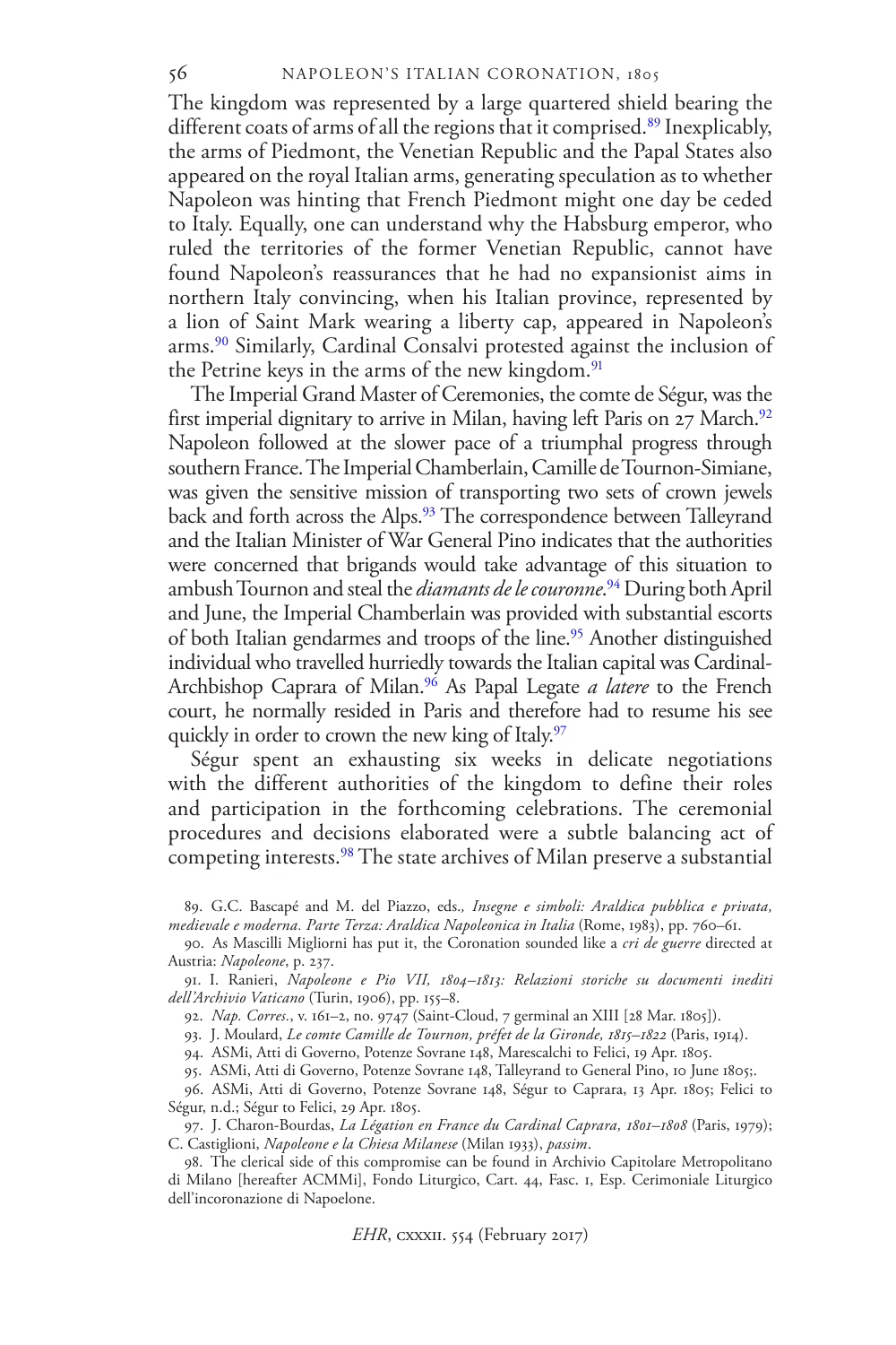The kingdom was represented by a large quartered shield bearing the different coats of arms of all the regions that it comprised.[89] Inexplicably, the arms of Piedmont, the Venetian Republic and the Papal States also appeared on the royal Italian arms, generating speculation as to whether Napoleon was hinting that French Piedmont might one day be ceded to Italy. Equally, one can understand why the Habsburg emperor, who ruled the territories of the former Venetian Republic, cannot have found Napoleon's reassurances that he had no expansionist aims in northern Italy convincing, when his Italian province, represented by a lion of Saint Mark wearing a liberty cap, appeared in Napoleon's arms.[90] Similarly, Cardinal Consalvi protested against the inclusion of the Petrine keys in the arms of the new kingdom.[91]

The Imperial Grand Master of Ceremonies, the comte de Ségur, was the first imperial dignitary to arrive in Milan, having left Paris on 27 March.[92] Napoleon followed at the slower pace of a triumphal progress through southern France. The Imperial Chamberlain, Camille de Tournon-Simiane, was given the sensitive mission of transporting two sets of crown jewels back and forth across the Alps.[93] The correspondence between Talleyrand and the Italian Minister of War General Pino indicates that the authorities were concerned that brigands would take advantage of this situation to ambush Tournon and steal the *diamants de le couronne*.[94] During both April and June, the Imperial Chamberlain was provided with substantial escorts of both Italian gendarmes and troops of the line.[95] Another distinguished individual who travelled hurriedly towards the Italian capital was Cardinal-Archbishop Caprara of Milan.[96] As Papal Legate *a latere* to the French court, he normally resided in Paris and therefore had to resume his see quickly in order to crown the new king of Italy.[97]

Ségur spent an exhausting six weeks in delicate negotiations with the different authorities of the kingdom to define their roles and participation in the forthcoming celebrations. The ceremonial procedures and decisions elaborated were a subtle balancing act of competing interests.[98] The state archives of Milan preserve a substantial

89. G.C. Bascapé and M. del Piazzo, eds., *Insegne e simboli: Araldica pubblica e privata, medievale e moderna. Parte Terza: Araldica Napoleonica in Italia* (Rome, 1983), pp. 760–61.

90. As Mascilli Migliorni has put it, the Coronation sounded like a *cri de guerre* directed at Austria: *Napoleone*, p. 237.

91. I. Ranieri, *Napoleone e Pio VII, 1804–1813: Relazioni storiche su documenti inediti dell'Archivio Vaticano* (Turin, 1906), pp. 155–8.

92. *Nap. Corres.*, v. 161–2, no. 9747 (Saint-Cloud, 7 germinal an XIII [28 Mar. 1805]).

93. J. Moulard, *Le comte Camille de Tournon, préfet de la Gironde, 1815–1822* (Paris, 1914).

94. ASMi, Atti di Governo, Potenze Sovrane 148, Marescalchi to Felici, 19 Apr. 1805.

95. ASMi, Atti di Governo, Potenze Sovrane 148, Talleyrand to General Pino, 10 June 1805;.

96. ASMi, Atti di Governo, Potenze Sovrane 148, Ségur to Caprara, 13 Apr. 1805; Felici to Ségur, n.d.; Ségur to Felici, 29 Apr. 1805.

97. J. Charon-Bourdas, *La Légation en France du Cardinal Caprara, 1801–1808* (Paris, 1979); C. Castiglioni, *Napoleone e la Chiesa Milanese* (Milan 1933), *passim*.

98. The clerical side of this compromise can be found in Archivio Capitolare Metropolitano di Milano [hereafter ACMMi], Fondo Liturgico, Cart. 44, Fasc. 1, Esp. Cerimoniale Liturgico dell'incoronazione di Napoelone.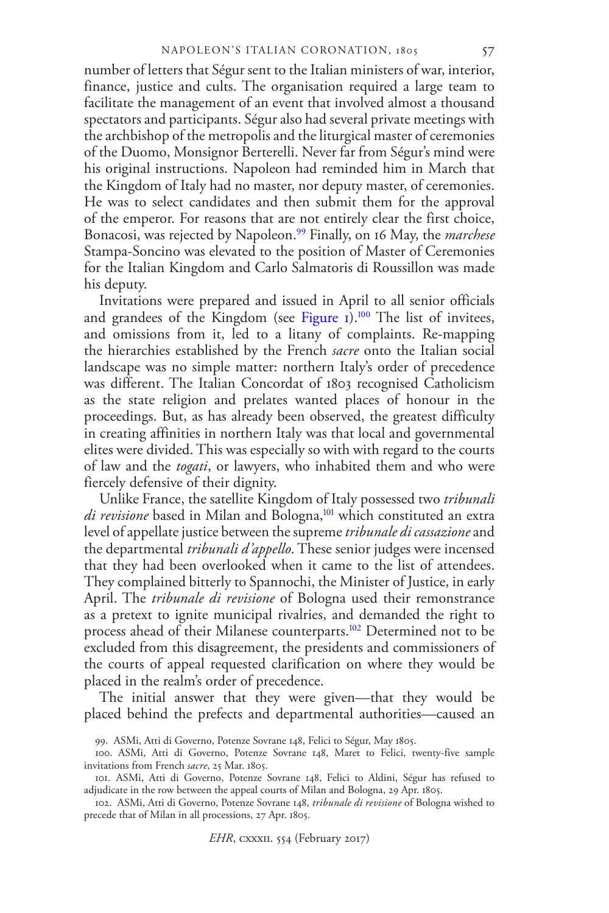number of letters that Ségur sent to the Italian ministers of war, interior, finance, justice and cults. The organisation required a large team to facilitate the management of an event that involved almost a thousand spectators and participants. Ségur also had several private meetings with the archbishop of the metropolis and the liturgical master of ceremonies of the Duomo, Monsignor Berterelli. Never far from Ségur's mind were his original instructions. Napoleon had reminded him in March that the Kingdom of Italy had no master, nor deputy master, of ceremonies. He was to select candidates and then submit them for the approval of the emperor. For reasons that are not entirely clear the first choice, Bonacosi, was rejected by Napoleon.[99] Finally, on 16 May, the *marchese* Stampa-Soncino was elevated to the position of Master of Ceremonies for the Italian Kingdom and Carlo Salmatoris di Roussillon was made his deputy.

Invitations were prepared and issued in April to all senior officials and grandees of the Kingdom (see Figure 1).[100] The list of invitees, and omissions from it, led to a litany of complaints. Re-mapping the hierarchies established by the French *sacre* onto the Italian social landscape was no simple matter: northern Italy's order of precedence was different. The Italian Concordat of 1803 recognised Catholicism as the state religion and prelates wanted places of honour in the proceedings. But, as has already been observed, the greatest difficulty in creating affinities in northern Italy was that local and governmental elites were divided. This was especially so with with regard to the courts of law and the *togati*, or lawyers, who inhabited them and who were fiercely defensive of their dignity.

Unlike France, the satellite Kingdom of Italy possessed two *tribunali di revisione* based in Milan and Bologna,[101] which constituted an extra level of appellate justice between the supreme *tribunale di cassazione* and the departmental *tribunali d'appello*. These senior judges were incensed that they had been overlooked when it came to the list of attendees. They complained bitterly to Spannochi, the Minister of Justice, in early April. The *tribunale di revisione* of Bologna used their remonstrance as a pretext to ignite municipal rivalries, and demanded the right to process ahead of their Milanese counterparts.[102] Determined not to be excluded from this disagreement, the presidents and commissioners of the courts of appeal requested clarification on where they would be placed in the realm's order of precedence.

The initial answer that they were given—that they would be placed behind the prefects and departmental authorities—caused an

99. ASMi, Atti di Governo, Potenze Sovrane 148, Felici to Ségur, May 1805.

100. ASMi, Atti di Governo, Potenze Sovrane 148, Maret to Felici, twenty-five sample invitations from French *sacre*, 25 Mar. 1805.

101. ASMi, Atti di Governo, Potenze Sovrane 148, Felici to Aldini, Ségur has refused to adjudicate in the row between the appeal courts of Milan and Bologna, 29 Apr. 1805.

102. ASMi, Atti di Governo, Potenze Sovrane 148, *tribunale di revisione* of Bologna wished to precede that of Milan in all processions, 27 Apr. 1805.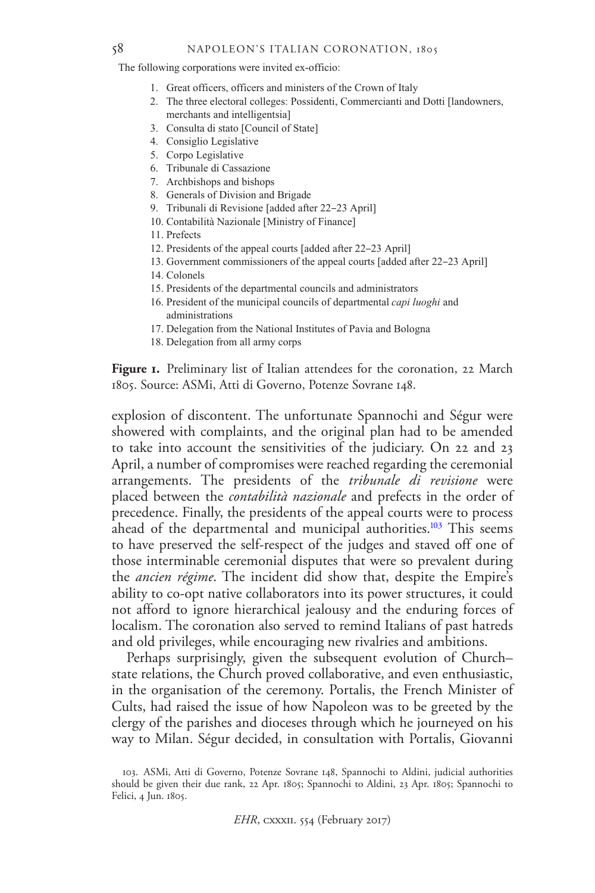The following corporations were invited ex-officio:

1. Great officers, officers and ministers of the Crown of Italy
2. The three electoral colleges: Possidenti, Commercianti and Dotti [landowners, merchants and intelligentsia]
3. Consulta di stato [Council of State]
4. Consiglio Legislative
5. Corpo Legislative
6. Tribunale di Cassazione
7. Archbishops and bishops
8. Generals of Division and Brigade
9. Tribunali di Revisione [added after 22–23 April]
10. Contabilità Nazionale [Ministry of Finance]
11. Prefects
12. Presidents of the appeal courts [added after 22–23 April]
13. Government commissioners of the appeal courts [added after 22–23 April]
14. Colonels
15. Presidents of the departmental councils and administrators
16. President of the municipal councils of departmental *capi luoghi* and administrations
17. Delegation from the National Institutes of Pavia and Bologna
18. Delegation from all army corps

**Figure 1.** Preliminary list of Italian attendees for the coronation, 22 March 1805. Source: ASMi, Atti di Governo, Potenze Sovrane 148.

explosion of discontent. The unfortunate Spannochi and Ségur were showered with complaints, and the original plan had to be amended to take into account the sensitivities of the judiciary. On 22 and 23 April, a number of compromises were reached regarding the ceremonial arrangements. The presidents of the *tribunale di revisione* were placed between the *contabilità nazionale* and prefects in the order of precedence. Finally, the presidents of the appeal courts were to process ahead of the departmental and municipal authorities.[103] This seems to have preserved the self-respect of the judges and staved off one of those interminable ceremonial disputes that were so prevalent during the *ancien régime*. The incident did show that, despite the Empire's ability to co-opt native collaborators into its power structures, it could not afford to ignore hierarchical jealousy and the enduring forces of localism. The coronation also served to remind Italians of past hatreds and old privileges, while encouraging new rivalries and ambitions.

Perhaps surprisingly, given the subsequent evolution of Church–state relations, the Church proved collaborative, and even enthusiastic, in the organisation of the ceremony. Portalis, the French Minister of Cults, had raised the issue of how Napoleon was to be greeted by the clergy of the parishes and dioceses through which he journeyed on his way to Milan. Ségur decided, in consultation with Portalis, Giovanni

103. ASMi, Atti di Governo, Potenze Sovrane 148, Spannochi to Aldini, judicial authorities should be given their due rank, 22 Apr. 1805; Spannochi to Aldini, 23 Apr. 1805; Spannochi to Felici, 4 Jun. 1805.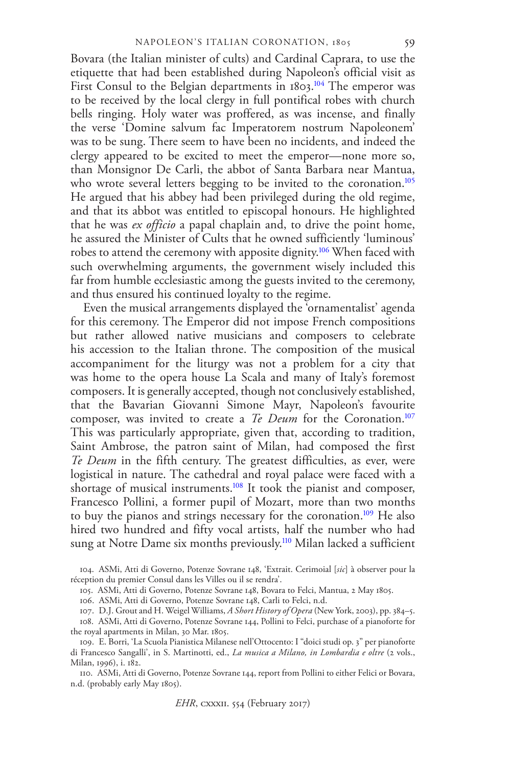Bovara (the Italian minister of cults) and Cardinal Caprara, to use the etiquette that had been established during Napoleon's official visit as First Consul to the Belgian departments in 1803.[104] The emperor was to be received by the local clergy in full pontifical robes with church bells ringing. Holy water was proffered, as was incense, and finally the verse 'Domine salvum fac Imperatorem nostrum Napoleonem' was to be sung. There seem to have been no incidents, and indeed the clergy appeared to be excited to meet the emperor—none more so, than Monsignor De Carli, the abbot of Santa Barbara near Mantua, who wrote several letters begging to be invited to the coronation.[105] He argued that his abbey had been privileged during the old regime, and that its abbot was entitled to episcopal honours. He highlighted that he was *ex officio* a papal chaplain and, to drive the point home, he assured the Minister of Cults that he owned sufficiently 'luminous' robes to attend the ceremony with apposite dignity.[106] When faced with such overwhelming arguments, the government wisely included this far from humble ecclesiastic among the guests invited to the ceremony, and thus ensured his continued loyalty to the regime.

Even the musical arrangements displayed the 'ornamentalist' agenda for this ceremony. The Emperor did not impose French compositions but rather allowed native musicians and composers to celebrate his accession to the Italian throne. The composition of the musical accompaniment for the liturgy was not a problem for a city that was home to the opera house La Scala and many of Italy's foremost composers. It is generally accepted, though not conclusively established, that the Bavarian Giovanni Simone Mayr, Napoleon's favourite composer, was invited to create a *Te Deum* for the Coronation.[107] This was particularly appropriate, given that, according to tradition, Saint Ambrose, the patron saint of Milan, had composed the first *Te Deum* in the fifth century. The greatest difficulties, as ever, were logistical in nature. The cathedral and royal palace were faced with a shortage of musical instruments.[108] It took the pianist and composer, Francesco Pollini, a former pupil of Mozart, more than two months to buy the pianos and strings necessary for the coronation.[109] He also hired two hundred and fifty vocal artists, half the number who had sung at Notre Dame six months previously.[110] Milan lacked a sufficient

104. ASMi, Atti di Governo, Potenze Sovrane 148, 'Extrait. Cerimoial [*sic*] à observer pour la réception du premier Consul dans les Villes ou il se rendra'.

105. ASMi, Atti di Governo, Potenze Sovrane 148, Bovara to Felci, Mantua, 2 May 1805.

106. ASMi, Atti di Governo, Potenze Sovrane 148, Carli to Felci, n.d.

107. D.J. Grout and H. Weigel Williams, *A Short History of Opera* (New York, 2003), pp. 384–5.

108. ASMi, Atti di Governo, Potenze Sovrane 144, Pollini to Felci, purchase of a pianoforte for the royal apartments in Milan, 30 Mar. 1805.

109. E. Borri, 'La Scuola Pianistica Milanese nell'Ottocento: I "doici studi op. 3" per pianoforte di Francesco Sangalli', in S. Martinotti, ed., *La musica a Milano, in Lombardia e oltre* (2 vols., Milan, 1996), i. 182.

110. ASMi, Atti di Governo, Potenze Sovrane 144, report from Pollini to either Felici or Bovara, n.d. (probably early May 1805).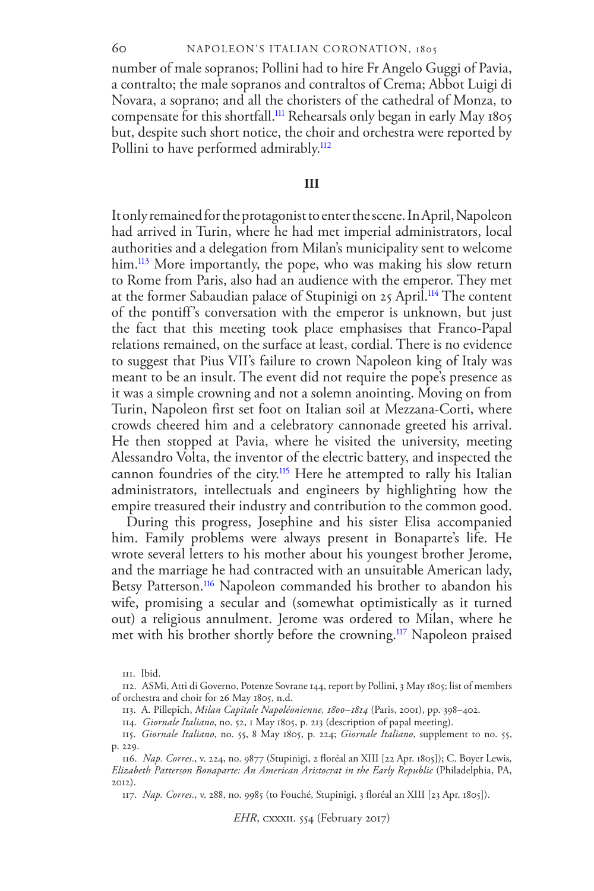number of male sopranos; Pollini had to hire Fr Angelo Guggi of Pavia, a contralto; the male sopranos and contraltos of Crema; Abbot Luigi di Novara, a soprano; and all the choristers of the cathedral of Monza, to compensate for this shortfall.[111] Rehearsals only began in early May 1805 but, despite such short notice, the choir and orchestra were reported by Pollini to have performed admirably.[112]

### III

It only remained for the protagonist to enter the scene. In April, Napoleon had arrived in Turin, where he had met imperial administrators, local authorities and a delegation from Milan's municipality sent to welcome him.[113] More importantly, the pope, who was making his slow return to Rome from Paris, also had an audience with the emperor. They met at the former Sabaudian palace of Stupinigi on 25 April.[114] The content of the pontiff's conversation with the emperor is unknown, but just the fact that this meeting took place emphasises that Franco-Papal relations remained, on the surface at least, cordial. There is no evidence to suggest that Pius VII's failure to crown Napoleon king of Italy was meant to be an insult. The event did not require the pope's presence as it was a simple crowning and not a solemn anointing. Moving on from Turin, Napoleon first set foot on Italian soil at Mezzana-Corti, where crowds cheered him and a celebratory cannonade greeted his arrival. He then stopped at Pavia, where he visited the university, meeting Alessandro Volta, the inventor of the electric battery, and inspected the cannon foundries of the city.[115] Here he attempted to rally his Italian administrators, intellectuals and engineers by highlighting how the empire treasured their industry and contribution to the common good.

During this progress, Josephine and his sister Elisa accompanied him. Family problems were always present in Bonaparte's life. He wrote several letters to his mother about his youngest brother Jerome, and the marriage he had contracted with an unsuitable American lady, Betsy Patterson.[116] Napoleon commanded his brother to abandon his wife, promising a secular and (somewhat optimistically as it turned out) a religious annulment. Jerome was ordered to Milan, where he met with his brother shortly before the crowning.[117] Napoleon praised

111. Ibid.

112. ASMi, Atti di Governo, Potenze Sovrane 144, report by Pollini, 3 May 1805; list of members of orchestra and choir for 26 May 1805, n.d.

113. A. Pillepich, *Milan Capitale Napoléonienne, 1800–1814* (Paris, 2001), pp. 398–402.

114. *Giornale Italiano*, no. 52, 1 May 1805, p. 213 (description of papal meeting).

115. *Giornale Italiano*, no. 55, 8 May 1805, p. 224; *Giornale Italiano*, supplement to no. 55, p. 229.

116. *Nap. Corres.*, v. 224, no. 9877 (Stupinigi, 2 floréal an XIII [22 Apr. 1805]); C. Boyer Lewis, *Elizabeth Patterson Bonaparte: An American Aristocrat in the Early Republic* (Philadelphia, PA, 2012).

117. *Nap. Corres.*, v. 288, no. 9985 (to Fouché, Stupinigi, 3 floréal an XIII [23 Apr. 1805]).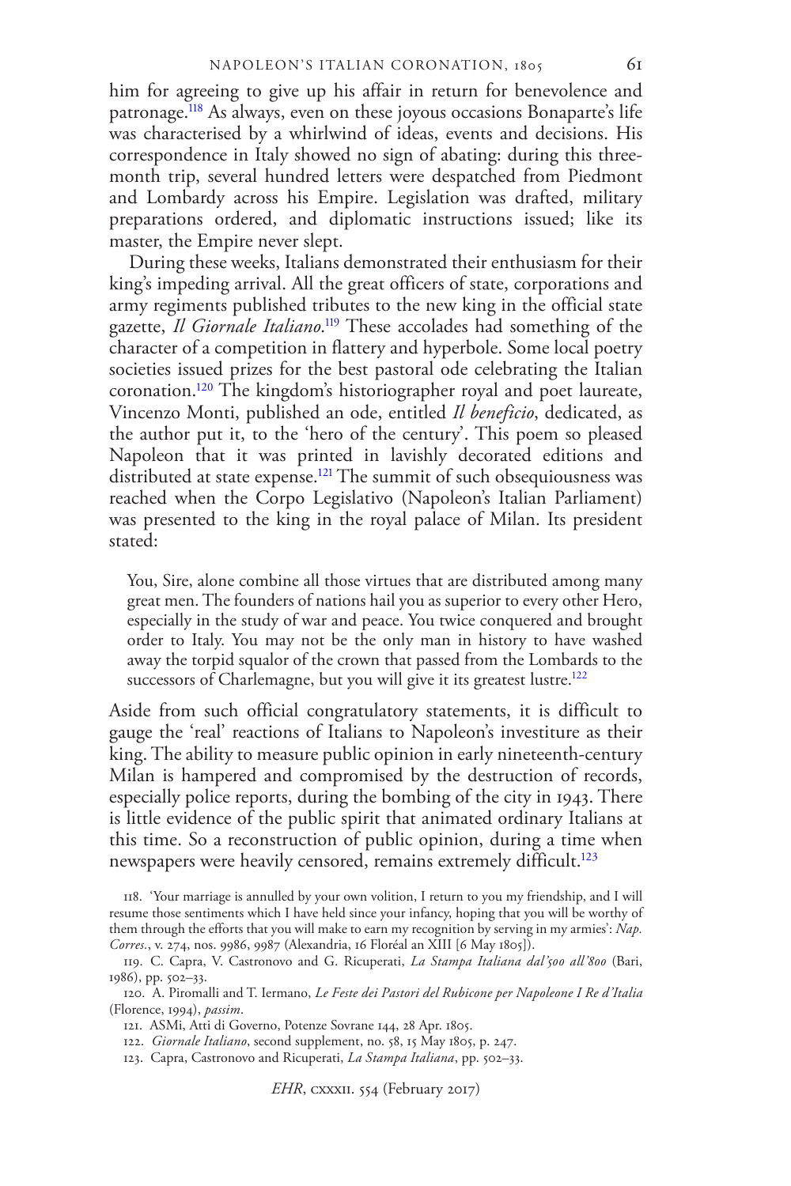him for agreeing to give up his affair in return for benevolence and patronage.[118] As always, even on these joyous occasions Bonaparte's life was characterised by a whirlwind of ideas, events and decisions. His correspondence in Italy showed no sign of abating: during this three-month trip, several hundred letters were despatched from Piedmont and Lombardy across his Empire. Legislation was drafted, military preparations ordered, and diplomatic instructions issued; like its master, the Empire never slept.

During these weeks, Italians demonstrated their enthusiasm for their king's impeding arrival. All the great officers of state, corporations and army regiments published tributes to the new king in the official state gazette, *Il Giornale Italiano*.[119] These accolades had something of the character of a competition in flattery and hyperbole. Some local poetry societies issued prizes for the best pastoral ode celebrating the Italian coronation.[120] The kingdom's historiographer royal and poet laureate, Vincenzo Monti, published an ode, entitled *Il beneficio*, dedicated, as the author put it, to the 'hero of the century'. This poem so pleased Napoleon that it was printed in lavishly decorated editions and distributed at state expense.[121] The summit of such obsequiousness was reached when the Corpo Legislativo (Napoleon's Italian Parliament) was presented to the king in the royal palace of Milan. Its president stated:

> You, Sire, alone combine all those virtues that are distributed among many great men. The founders of nations hail you as superior to every other Hero, especially in the study of war and peace. You twice conquered and brought order to Italy. You may not be the only man in history to have washed away the torpid squalor of the crown that passed from the Lombards to the successors of Charlemagne, but you will give it its greatest lustre.[122]

Aside from such official congratulatory statements, it is difficult to gauge the 'real' reactions of Italians to Napoleon's investiture as their king. The ability to measure public opinion in early nineteenth-century Milan is hampered and compromised by the destruction of records, especially police reports, during the bombing of the city in 1943. There is little evidence of the public spirit that animated ordinary Italians at this time. So a reconstruction of public opinion, during a time when newspapers were heavily censored, remains extremely difficult.[123]

118. 'Your marriage is annulled by your own volition, I return to you my friendship, and I will resume those sentiments which I have held since your infancy, hoping that you will be worthy of them through the efforts that you will make to earn my recognition by serving in my armies': *Nap. Corres.*, v. 274, nos. 9986, 9987 (Alexandria, 16 Floréal an XIII [6 May 1805]).

119. C. Capra, V. Castronovo and G. Ricuperati, *La Stampa Italiana dal'500 all'800* (Bari, 1986), pp. 502–33.

120. A. Piromalli and T. Iermano, *Le Feste dei Pastori del Rubicone per Napoleone I Re d'Italia* (Florence, 1994), *passim*.

121. ASMi, Atti di Governo, Potenze Sovrane 144, 28 Apr. 1805.

122. *Giornale Italiano*, second supplement, no. 58, 15 May 1805, p. 247.

123. Capra, Castronovo and Ricuperati, *La Stampa Italiana*, pp. 502–33.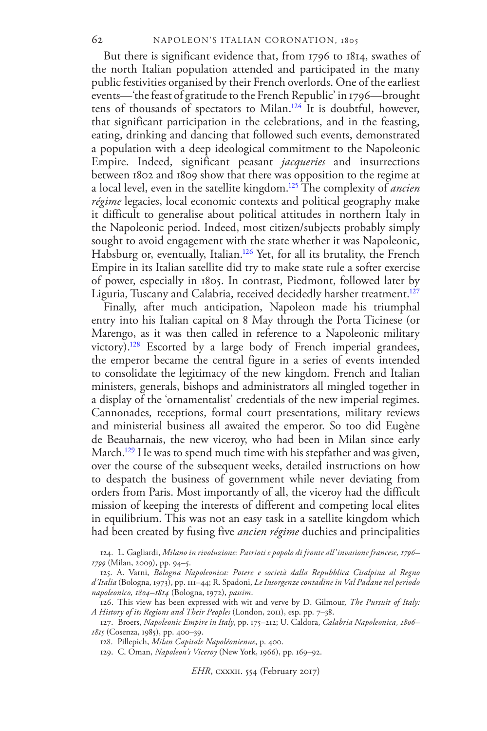But there is significant evidence that, from 1796 to 1814, swathes of the north Italian population attended and participated in the many public festivities organised by their French overlords. One of the earliest events—'the feast of gratitude to the French Republic' in 1796—brought tens of thousands of spectators to Milan.[124] It is doubtful, however, that significant participation in the celebrations, and in the feasting, eating, drinking and dancing that followed such events, demonstrated a population with a deep ideological commitment to the Napoleonic Empire. Indeed, significant peasant *jacqueries* and insurrections between 1802 and 1809 show that there was opposition to the regime at a local level, even in the satellite kingdom.[125] The complexity of *ancien régime* legacies, local economic contexts and political geography make it difficult to generalise about political attitudes in northern Italy in the Napoleonic period. Indeed, most citizen/subjects probably simply sought to avoid engagement with the state whether it was Napoleonic, Habsburg or, eventually, Italian.[126] Yet, for all its brutality, the French Empire in its Italian satellite did try to make state rule a softer exercise of power, especially in 1805. In contrast, Piedmont, followed later by Liguria, Tuscany and Calabria, received decidedly harsher treatment.[127]

Finally, after much anticipation, Napoleon made his triumphal entry into his Italian capital on 8 May through the Porta Ticinese (or Marengo, as it was then called in reference to a Napoleonic military victory).[128] Escorted by a large body of French imperial grandees, the emperor became the central figure in a series of events intended to consolidate the legitimacy of the new kingdom. French and Italian ministers, generals, bishops and administrators all mingled together in a display of the 'ornamentalist' credentials of the new imperial regimes. Cannonades, receptions, formal court presentations, military reviews and ministerial business all awaited the emperor. So too did Eugène de Beauharnais, the new viceroy, who had been in Milan since early March.[129] He was to spend much time with his stepfather and was given, over the course of the subsequent weeks, detailed instructions on how to despatch the business of government while never deviating from orders from Paris. Most importantly of all, the viceroy had the difficult mission of keeping the interests of different and competing local elites in equilibrium. This was not an easy task in a satellite kingdom which had been created by fusing five *ancien régime* duchies and principalities

124. L. Gagliardi, *Milano in rivoluzione: Patrioti e popolo di fronte all'invasione francese, 1796–1799* (Milan, 2009), pp. 94–5.

125. A. Varni, *Bologna Napoleonica: Potere e società dalla Repubblica Cisalpina al Regno d'Italia* (Bologna, 1973), pp. 111–44; R. Spadoni, *Le Insorgenze contadine in Val Padane nel periodo napoleonico, 1804–1814* (Bologna, 1972), *passim*.

126. This view has been expressed with wit and verve by D. Gilmour, *The Pursuit of Italy: A History of its Regions and Their Peoples* (London, 2011), esp. pp. 7–38.

127. Broers, *Napoleonic Empire in Italy*, pp. 175–212; U. Caldora, *Calabria Napoleonica, 1806–1815* (Cosenza, 1985), pp. 400–39.

128. Pillepich, *Milan Capitale Napoléonienne*, p. 400.

129. C. Oman, *Napoleon's Viceroy* (New York, 1966), pp. 169–92.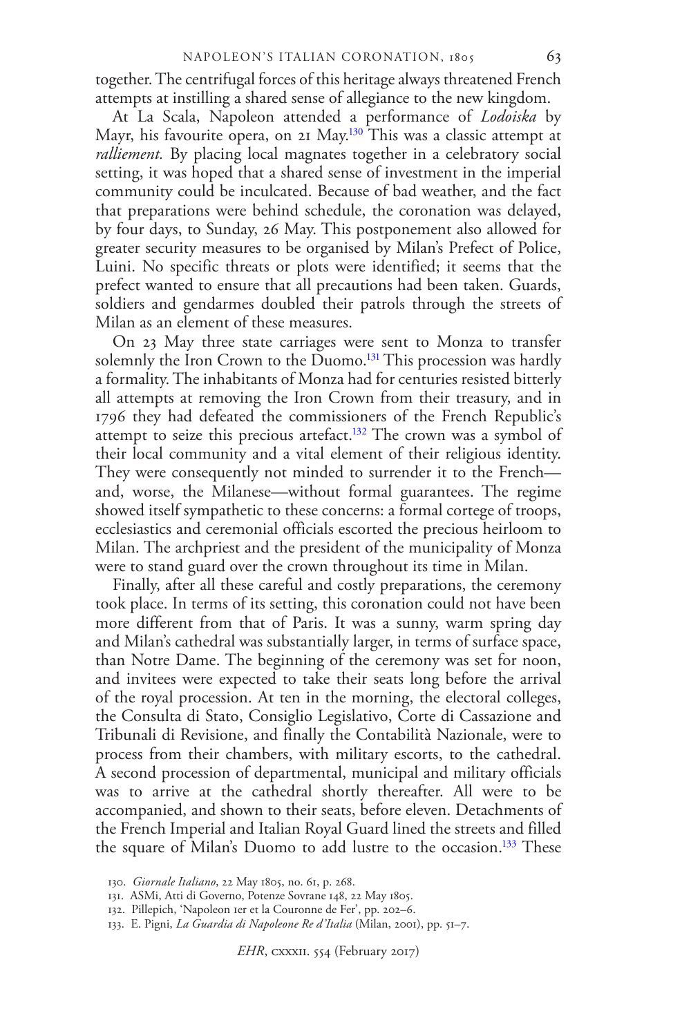together. The centrifugal forces of this heritage always threatened French attempts at instilling a shared sense of allegiance to the new kingdom.

At La Scala, Napoleon attended a performance of *Lodoiska* by Mayr, his favourite opera, on 21 May.[130] This was a classic attempt at *ralliement.* By placing local magnates together in a celebratory social setting, it was hoped that a shared sense of investment in the imperial community could be inculcated. Because of bad weather, and the fact that preparations were behind schedule, the coronation was delayed, by four days, to Sunday, 26 May. This postponement also allowed for greater security measures to be organised by Milan's Prefect of Police, Luini. No specific threats or plots were identified; it seems that the prefect wanted to ensure that all precautions had been taken. Guards, soldiers and gendarmes doubled their patrols through the streets of Milan as an element of these measures.

On 23 May three state carriages were sent to Monza to transfer solemnly the Iron Crown to the Duomo.[131] This procession was hardly a formality. The inhabitants of Monza had for centuries resisted bitterly all attempts at removing the Iron Crown from their treasury, and in 1796 they had defeated the commissioners of the French Republic's attempt to seize this precious artefact.[132] The crown was a symbol of their local community and a vital element of their religious identity. They were consequently not minded to surrender it to the French—and, worse, the Milanese—without formal guarantees. The regime showed itself sympathetic to these concerns: a formal cortege of troops, ecclesiastics and ceremonial officials escorted the precious heirloom to Milan. The archpriest and the president of the municipality of Monza were to stand guard over the crown throughout its time in Milan.

Finally, after all these careful and costly preparations, the ceremony took place. In terms of its setting, this coronation could not have been more different from that of Paris. It was a sunny, warm spring day and Milan's cathedral was substantially larger, in terms of surface space, than Notre Dame. The beginning of the ceremony was set for noon, and invitees were expected to take their seats long before the arrival of the royal procession. At ten in the morning, the electoral colleges, the Consulta di Stato, Consiglio Legislativo, Corte di Cassazione and Tribunali di Revisione, and finally the Contabilità Nazionale, were to process from their chambers, with military escorts, to the cathedral. A second procession of departmental, municipal and military officials was to arrive at the cathedral shortly thereafter. All were to be accompanied, and shown to their seats, before eleven. Detachments of the French Imperial and Italian Royal Guard lined the streets and filled the square of Milan's Duomo to add lustre to the occasion.[133] These

130. *Giornale Italiano*, 22 May 1805, no. 61, p. 268.

131. ASMi, Atti di Governo, Potenze Sovrane 148, 22 May 1805.

132. Pillepich, 'Napoleon 1er et la Couronne de Fer', pp. 202–6.

133. E. Pigni, *La Guardia di Napoleone Re d'Italia* (Milan, 2001), pp. 51–7.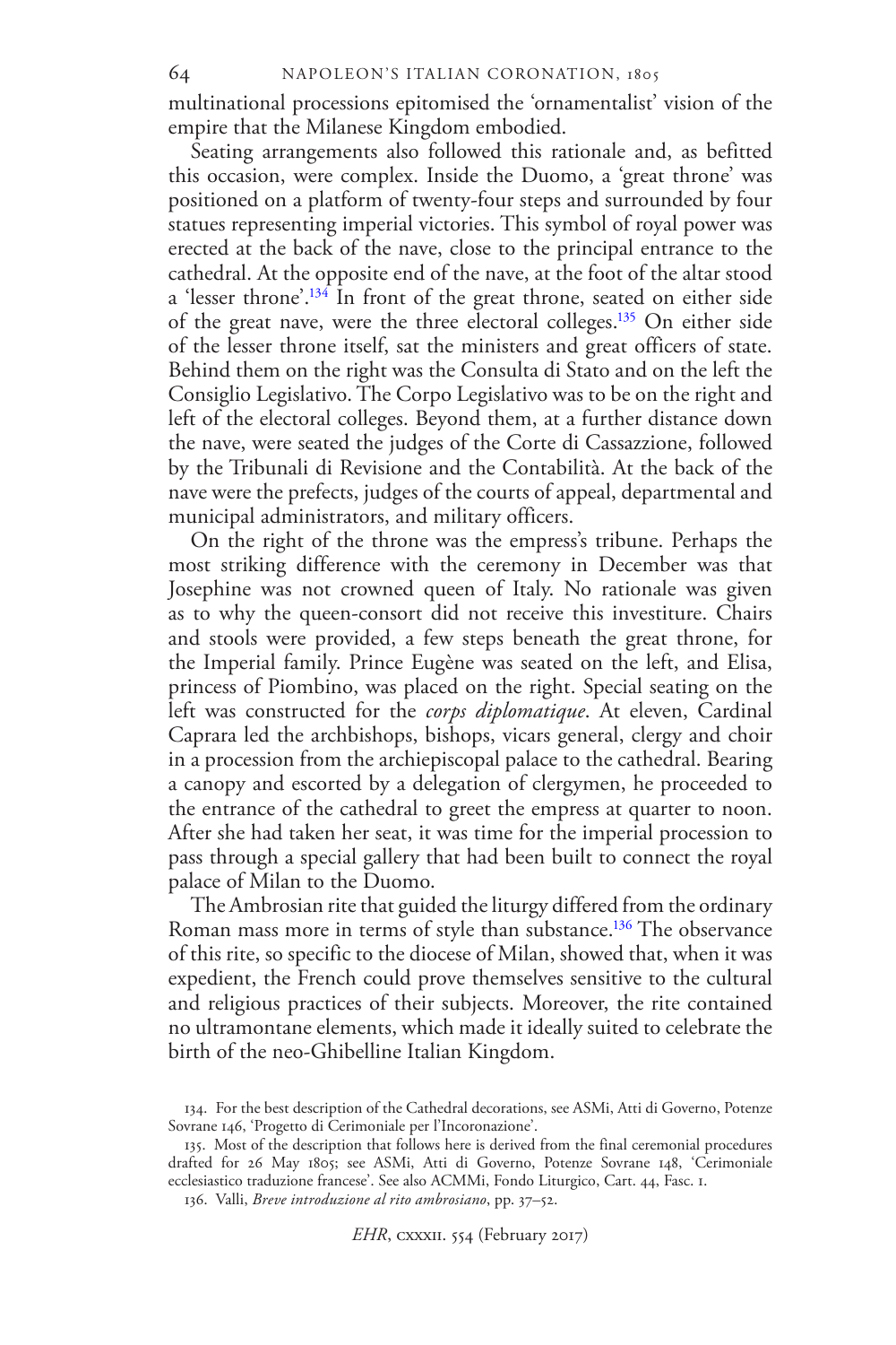multinational processions epitomised the 'ornamentalist' vision of the empire that the Milanese Kingdom embodied.

Seating arrangements also followed this rationale and, as befitted this occasion, were complex. Inside the Duomo, a 'great throne' was positioned on a platform of twenty-four steps and surrounded by four statues representing imperial victories. This symbol of royal power was erected at the back of the nave, close to the principal entrance to the cathedral. At the opposite end of the nave, at the foot of the altar stood a 'lesser throne'.[134] In front of the great throne, seated on either side of the great nave, were the three electoral colleges.[135] On either side of the lesser throne itself, sat the ministers and great officers of state. Behind them on the right was the Consulta di Stato and on the left the Consiglio Legislativo. The Corpo Legislativo was to be on the right and left of the electoral colleges. Beyond them, at a further distance down the nave, were seated the judges of the Corte di Cassazzione, followed by the Tribunali di Revisione and the Contabilità. At the back of the nave were the prefects, judges of the courts of appeal, departmental and municipal administrators, and military officers.

On the right of the throne was the empress's tribune. Perhaps the most striking difference with the ceremony in December was that Josephine was not crowned queen of Italy. No rationale was given as to why the queen-consort did not receive this investiture. Chairs and stools were provided, a few steps beneath the great throne, for the Imperial family. Prince Eugène was seated on the left, and Elisa, princess of Piombino, was placed on the right. Special seating on the left was constructed for the *corps diplomatique*. At eleven, Cardinal Caprara led the archbishops, bishops, vicars general, clergy and choir in a procession from the archiepiscopal palace to the cathedral. Bearing a canopy and escorted by a delegation of clergymen, he proceeded to the entrance of the cathedral to greet the empress at quarter to noon. After she had taken her seat, it was time for the imperial procession to pass through a special gallery that had been built to connect the royal palace of Milan to the Duomo.

The Ambrosian rite that guided the liturgy differed from the ordinary Roman mass more in terms of style than substance.[136] The observance of this rite, so specific to the diocese of Milan, showed that, when it was expedient, the French could prove themselves sensitive to the cultural and religious practices of their subjects. Moreover, the rite contained no ultramontane elements, which made it ideally suited to celebrate the birth of the neo-Ghibelline Italian Kingdom.

134. For the best description of the Cathedral decorations, see ASMi, Atti di Governo, Potenze Sovrane 146, 'Progetto di Cerimoniale per l'Incoronazione'.

135. Most of the description that follows here is derived from the final ceremonial procedures drafted for 26 May 1805; see ASMi, Atti di Governo, Potenze Sovrane 148, 'Cerimoniale ecclesiastico traduzione francese'. See also ACMMi, Fondo Liturgico, Cart. 44, Fasc. 1.

136. Valli, *Breve introduzione al rito ambrosiano*, pp. 37–52.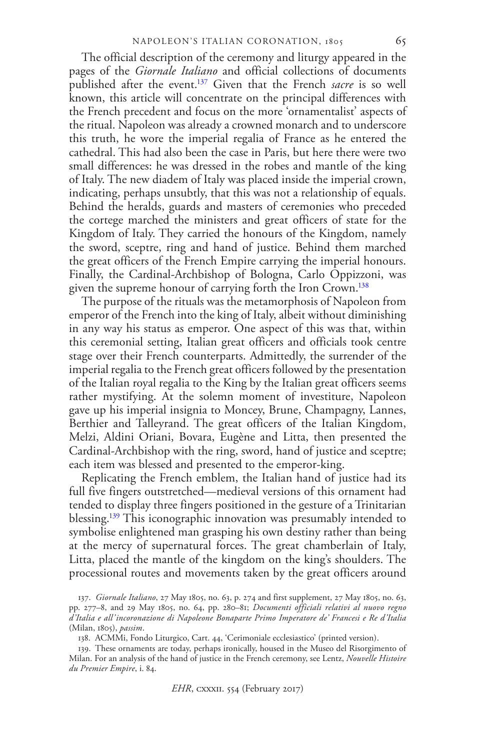The official description of the ceremony and liturgy appeared in the pages of the *Giornale Italiano* and official collections of documents published after the event.[137] Given that the French *sacre* is so well known, this article will concentrate on the principal differences with the French precedent and focus on the more 'ornamentalist' aspects of the ritual. Napoleon was already a crowned monarch and to underscore this truth, he wore the imperial regalia of France as he entered the cathedral. This had also been the case in Paris, but here there were two small differences: he was dressed in the robes and mantle of the king of Italy. The new diadem of Italy was placed inside the imperial crown, indicating, perhaps unsubtly, that this was not a relationship of equals. Behind the heralds, guards and masters of ceremonies who preceded the cortege marched the ministers and great officers of state for the Kingdom of Italy. They carried the honours of the Kingdom, namely the sword, sceptre, ring and hand of justice. Behind them marched the great officers of the French Empire carrying the imperial honours. Finally, the Cardinal-Archbishop of Bologna, Carlo Oppizzoni, was given the supreme honour of carrying forth the Iron Crown.[138]

The purpose of the rituals was the metamorphosis of Napoleon from emperor of the French into the king of Italy, albeit without diminishing in any way his status as emperor. One aspect of this was that, within this ceremonial setting, Italian great officers and officials took centre stage over their French counterparts. Admittedly, the surrender of the imperial regalia to the French great officers followed by the presentation of the Italian royal regalia to the King by the Italian great officers seems rather mystifying. At the solemn moment of investiture, Napoleon gave up his imperial insignia to Moncey, Brune, Champagny, Lannes, Berthier and Talleyrand. The great officers of the Italian Kingdom, Melzi, Aldini Oriani, Bovara, Eugène and Litta, then presented the Cardinal-Archbishop with the ring, sword, hand of justice and sceptre; each item was blessed and presented to the emperor-king.

Replicating the French emblem, the Italian hand of justice had its full five fingers outstretched—medieval versions of this ornament had tended to display three fingers positioned in the gesture of a Trinitarian blessing.[139] This iconographic innovation was presumably intended to symbolise enlightened man grasping his own destiny rather than being at the mercy of supernatural forces. The great chamberlain of Italy, Litta, placed the mantle of the kingdom on the king's shoulders. The processional routes and movements taken by the great officers around

137. *Giornale Italiano*, 27 May 1805, no. 63, p. 274 and first supplement, 27 May 1805, no. 63, pp. 277–8, and 29 May 1805, no. 64, pp. 280–81; *Documenti officiali relativi al nuovo regno d'Italia e all'incoronazione di Napoleone Bonaparte Primo Imperatore de' Francesi e Re d'Italia* (Milan, 1805), *passim*.

138. ACMMi, Fondo Liturgico, Cart. 44, 'Cerimoniale ecclesiastico' (printed version).

139. These ornaments are today, perhaps ironically, housed in the Museo del Risorgimento of Milan. For an analysis of the hand of justice in the French ceremony, see Lentz, *Nouvelle Histoire du Premier Empire*, i. 84.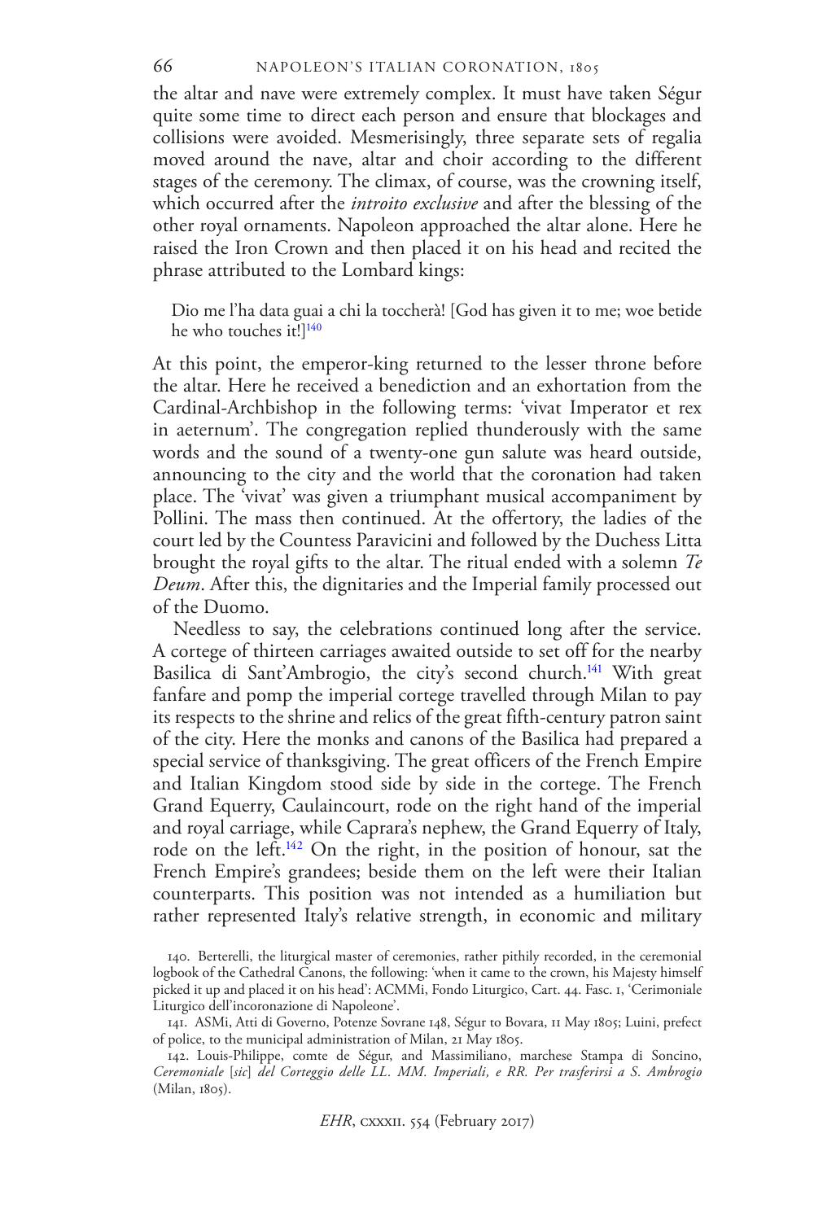the altar and nave were extremely complex. It must have taken Ségur quite some time to direct each person and ensure that blockages and collisions were avoided. Mesmerisingly, three separate sets of regalia moved around the nave, altar and choir according to the different stages of the ceremony. The climax, of course, was the crowning itself, which occurred after the *introito exclusive* and after the blessing of the other royal ornaments. Napoleon approached the altar alone. Here he raised the Iron Crown and then placed it on his head and recited the phrase attributed to the Lombard kings:

> Dio me l'ha data guai a chi la toccherà! [God has given it to me; woe betide he who touches it!][140]

At this point, the emperor-king returned to the lesser throne before the altar. Here he received a benediction and an exhortation from the Cardinal-Archbishop in the following terms: 'vivat Imperator et rex in aeternum'. The congregation replied thunderously with the same words and the sound of a twenty-one gun salute was heard outside, announcing to the city and the world that the coronation had taken place. The 'vivat' was given a triumphant musical accompaniment by Pollini. The mass then continued. At the offertory, the ladies of the court led by the Countess Paravicini and followed by the Duchess Litta brought the royal gifts to the altar. The ritual ended with a solemn *Te Deum*. After this, the dignitaries and the Imperial family processed out of the Duomo.

Needless to say, the celebrations continued long after the service. A cortege of thirteen carriages awaited outside to set off for the nearby Basilica di Sant'Ambrogio, the city's second church.[141] With great fanfare and pomp the imperial cortege travelled through Milan to pay its respects to the shrine and relics of the great fifth-century patron saint of the city. Here the monks and canons of the Basilica had prepared a special service of thanksgiving. The great officers of the French Empire and Italian Kingdom stood side by side in the cortege. The French Grand Equerry, Caulaincourt, rode on the right hand of the imperial and royal carriage, while Caprara's nephew, the Grand Equerry of Italy, rode on the left.[142] On the right, in the position of honour, sat the French Empire's grandees; beside them on the left were their Italian counterparts. This position was not intended as a humiliation but rather represented Italy's relative strength, in economic and military

140. Berterelli, the liturgical master of ceremonies, rather pithily recorded, in the ceremonial logbook of the Cathedral Canons, the following: 'when it came to the crown, his Majesty himself picked it up and placed it on his head': ACMMi, Fondo Liturgico, Cart. 44. Fasc. 1, 'Cerimoniale Liturgico dell'incoronazione di Napoleone'.

141. ASMi, Atti di Governo, Potenze Sovrane 148, Ségur to Bovara, 11 May 1805; Luini, prefect of police, to the municipal administration of Milan, 21 May 1805.

142. Louis-Philippe, comte de Ségur, and Massimiliano, marchese Stampa di Soncino, *Ceremoniale* [*sic*] *del Corteggio delle LL. MM. Imperiali, e RR. Per trasferirsi a S. Ambrogio* (Milan, 1805).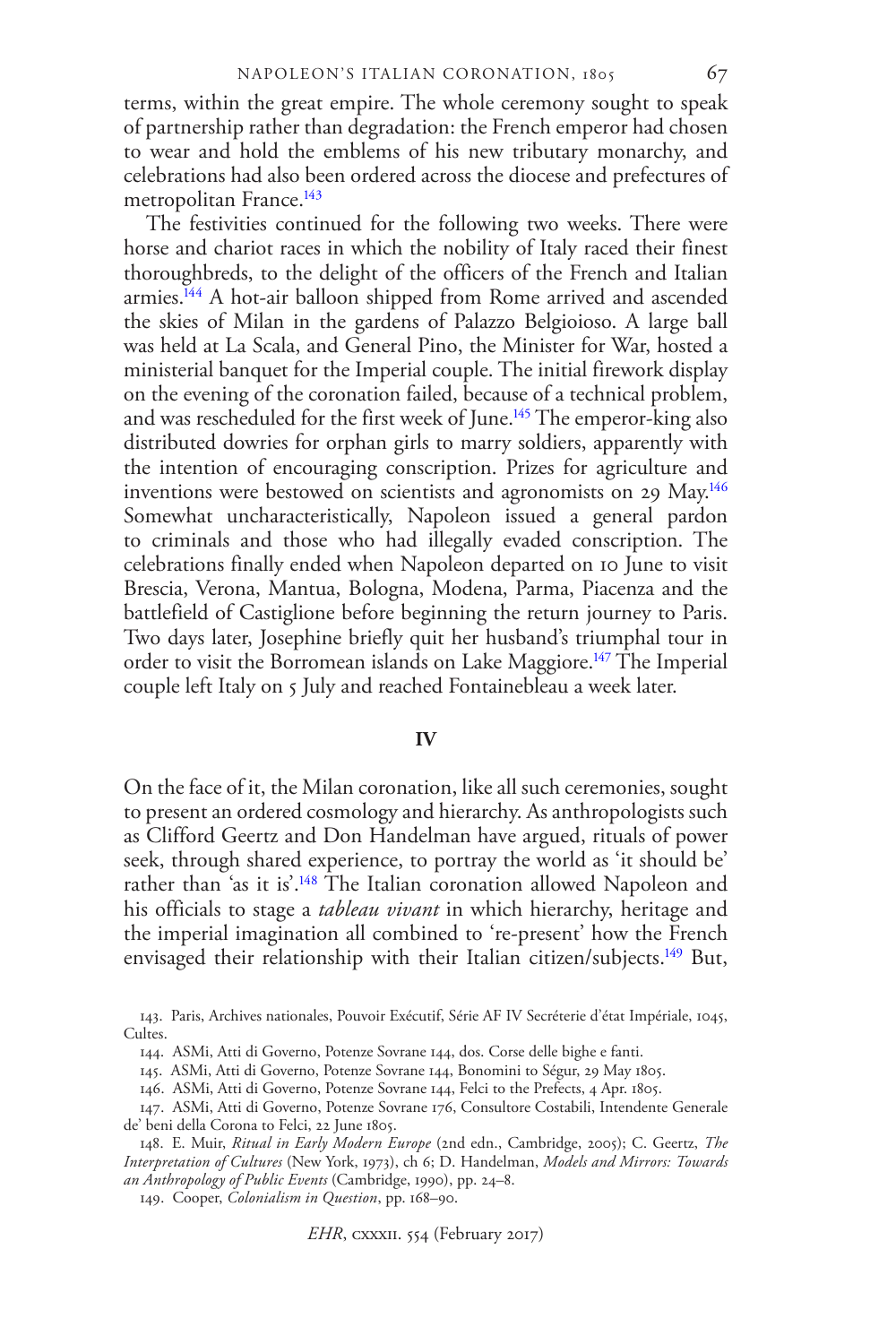terms, within the great empire. The whole ceremony sought to speak of partnership rather than degradation: the French emperor had chosen to wear and hold the emblems of his new tributary monarchy, and celebrations had also been ordered across the diocese and prefectures of metropolitan France.[143]

The festivities continued for the following two weeks. There were horse and chariot races in which the nobility of Italy raced their finest thoroughbreds, to the delight of the officers of the French and Italian armies.[144] A hot-air balloon shipped from Rome arrived and ascended the skies of Milan in the gardens of Palazzo Belgioioso. A large ball was held at La Scala, and General Pino, the Minister for War, hosted a ministerial banquet for the Imperial couple. The initial firework display on the evening of the coronation failed, because of a technical problem, and was rescheduled for the first week of June.[145] The emperor-king also distributed dowries for orphan girls to marry soldiers, apparently with the intention of encouraging conscription. Prizes for agriculture and inventions were bestowed on scientists and agronomists on 29 May.[146] Somewhat uncharacteristically, Napoleon issued a general pardon to criminals and those who had illegally evaded conscription. The celebrations finally ended when Napoleon departed on 10 June to visit Brescia, Verona, Mantua, Bologna, Modena, Parma, Piacenza and the battlefield of Castiglione before beginning the return journey to Paris. Two days later, Josephine briefly quit her husband's triumphal tour in order to visit the Borromean islands on Lake Maggiore.[147] The Imperial couple left Italy on 5 July and reached Fontainebleau a week later.

## IV

On the face of it, the Milan coronation, like all such ceremonies, sought to present an ordered cosmology and hierarchy. As anthropologists such as Clifford Geertz and Don Handelman have argued, rituals of power seek, through shared experience, to portray the world as 'it should be' rather than 'as it is'.[148] The Italian coronation allowed Napoleon and his officials to stage a *tableau vivant* in which hierarchy, heritage and the imperial imagination all combined to 're-present' how the French envisaged their relationship with their Italian citizen/subjects.[149] But,

143. Paris, Archives nationales, Pouvoir Exécutif, Série AF IV Secréterie d'état Impériale, 1045, Cultes.

144. ASMi, Atti di Governo, Potenze Sovrane 144, dos. Corse delle bighe e fanti.

145. ASMi, Atti di Governo, Potenze Sovrane 144, Bonomini to Ségur, 29 May 1805.

146. ASMi, Atti di Governo, Potenze Sovrane 144, Felci to the Prefects, 4 Apr. 1805.

147. ASMi, Atti di Governo, Potenze Sovrane 176, Consultore Costabili, Intendente Generale de' beni della Corona to Felci, 22 June 1805.

148. E. Muir, *Ritual in Early Modern Europe* (2nd edn., Cambridge, 2005); C. Geertz, *The Interpretation of Cultures* (New York, 1973), ch 6; D. Handelman, *Models and Mirrors: Towards an Anthropology of Public Events* (Cambridge, 1990), pp. 24–8.

149. Cooper, *Colonialism in Question*, pp. 168–90.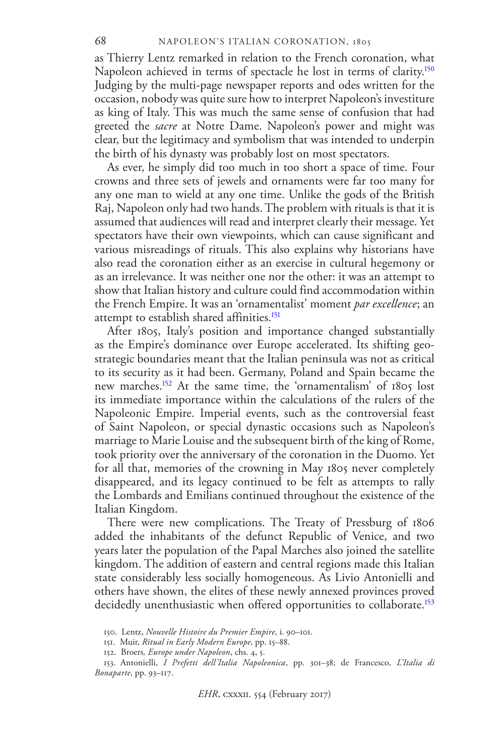as Thierry Lentz remarked in relation to the French coronation, what Napoleon achieved in terms of spectacle he lost in terms of clarity.[150] Judging by the multi-page newspaper reports and odes written for the occasion, nobody was quite sure how to interpret Napoleon's investiture as king of Italy. This was much the same sense of confusion that had greeted the *sacre* at Notre Dame. Napoleon's power and might was clear, but the legitimacy and symbolism that was intended to underpin the birth of his dynasty was probably lost on most spectators.

As ever, he simply did too much in too short a space of time. Four crowns and three sets of jewels and ornaments were far too many for any one man to wield at any one time. Unlike the gods of the British Raj, Napoleon only had two hands. The problem with rituals is that it is assumed that audiences will read and interpret clearly their message. Yet spectators have their own viewpoints, which can cause significant and various misreadings of rituals. This also explains why historians have also read the coronation either as an exercise in cultural hegemony or as an irrelevance. It was neither one nor the other: it was an attempt to show that Italian history and culture could find accommodation within the French Empire. It was an 'ornamentalist' moment *par excellence*; an attempt to establish shared affinities.[151]

After 1805, Italy's position and importance changed substantially as the Empire's dominance over Europe accelerated. Its shifting geostrategic boundaries meant that the Italian peninsula was not as critical to its security as it had been. Germany, Poland and Spain became the new marches.[152] At the same time, the 'ornamentalism' of 1805 lost its immediate importance within the calculations of the rulers of the Napoleonic Empire. Imperial events, such as the controversial feast of Saint Napoleon, or special dynastic occasions such as Napoleon's marriage to Marie Louise and the subsequent birth of the king of Rome, took priority over the anniversary of the coronation in the Duomo. Yet for all that, memories of the crowning in May 1805 never completely disappeared, and its legacy continued to be felt as attempts to rally the Lombards and Emilians continued throughout the existence of the Italian Kingdom.

There were new complications. The Treaty of Pressburg of 1806 added the inhabitants of the defunct Republic of Venice, and two years later the population of the Papal Marches also joined the satellite kingdom. The addition of eastern and central regions made this Italian state considerably less socially homogeneous. As Livio Antonielli and others have shown, the elites of these newly annexed provinces proved decidedly unenthusiastic when offered opportunities to collaborate.[153]

150. Lentz, *Nouvelle Histoire du Premier Empire*, i. 90–101.

151. Muir, *Ritual in Early Modern Europe*, pp. 15–88.

152. Broers, *Europe under Napoleon*, chs. 4, 5.

153. Antonielli, *I Prefetti dell'Italia Napoleonica*, pp. 301–38; de Francesco, *L'Italia di Bonaparte*, pp. 93–117.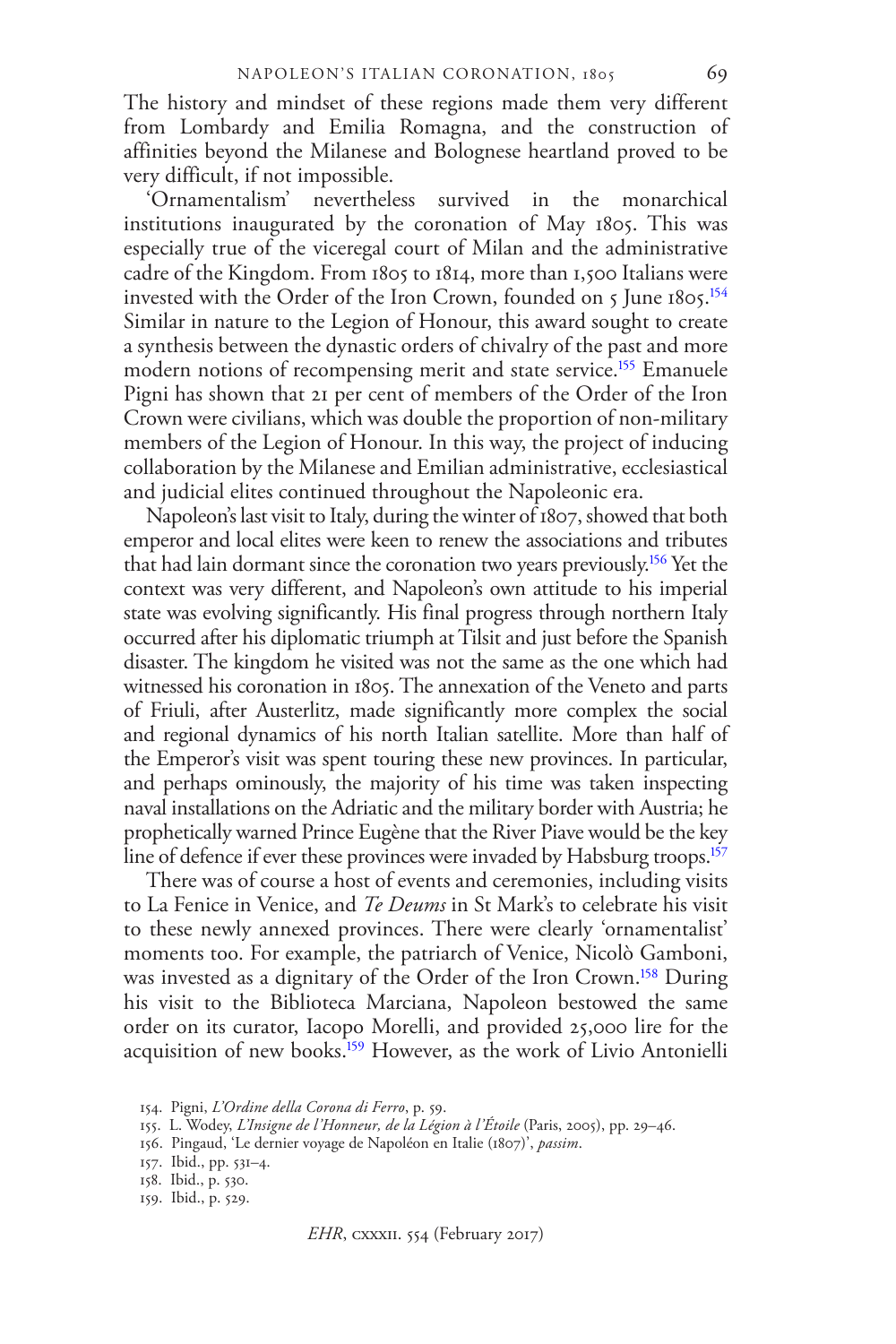The history and mindset of these regions made them very different from Lombardy and Emilia Romagna, and the construction of affinities beyond the Milanese and Bolognese heartland proved to be very difficult, if not impossible.

'Ornamentalism' nevertheless survived in the monarchical institutions inaugurated by the coronation of May 1805. This was especially true of the viceregal court of Milan and the administrative cadre of the Kingdom. From 1805 to 1814, more than 1,500 Italians were invested with the Order of the Iron Crown, founded on 5 June 1805.[154] Similar in nature to the Legion of Honour, this award sought to create a synthesis between the dynastic orders of chivalry of the past and more modern notions of recompensing merit and state service.[155] Emanuele Pigni has shown that 21 per cent of members of the Order of the Iron Crown were civilians, which was double the proportion of non-military members of the Legion of Honour. In this way, the project of inducing collaboration by the Milanese and Emilian administrative, ecclesiastical and judicial elites continued throughout the Napoleonic era.

Napoleon's last visit to Italy, during the winter of 1807, showed that both emperor and local elites were keen to renew the associations and tributes that had lain dormant since the coronation two years previously.[156] Yet the context was very different, and Napoleon's own attitude to his imperial state was evolving significantly. His final progress through northern Italy occurred after his diplomatic triumph at Tilsit and just before the Spanish disaster. The kingdom he visited was not the same as the one which had witnessed his coronation in 1805. The annexation of the Veneto and parts of Friuli, after Austerlitz, made significantly more complex the social and regional dynamics of his north Italian satellite. More than half of the Emperor's visit was spent touring these new provinces. In particular, and perhaps ominously, the majority of his time was taken inspecting naval installations on the Adriatic and the military border with Austria; he prophetically warned Prince Eugène that the River Piave would be the key line of defence if ever these provinces were invaded by Habsburg troops.[157]

There was of course a host of events and ceremonies, including visits to La Fenice in Venice, and *Te Deums* in St Mark's to celebrate his visit to these newly annexed provinces. There were clearly 'ornamentalist' moments too. For example, the patriarch of Venice, Nicolò Gamboni, was invested as a dignitary of the Order of the Iron Crown.[158] During his visit to the Biblioteca Marciana, Napoleon bestowed the same order on its curator, Iacopo Morelli, and provided 25,000 lire for the acquisition of new books.[159] However, as the work of Livio Antonielli

154. Pigni, *L'Ordine della Corona di Ferro*, p. 59.

155. L. Wodey, *L'Insigne de l'Honneur, de la Légion à l'Étoile* (Paris, 2005), pp. 29–46.

156. Pingaud, 'Le dernier voyage de Napoléon en Italie (1807)', *passim*.

157. Ibid., pp. 531–4.

158. Ibid., p. 530.

159. Ibid., p. 529.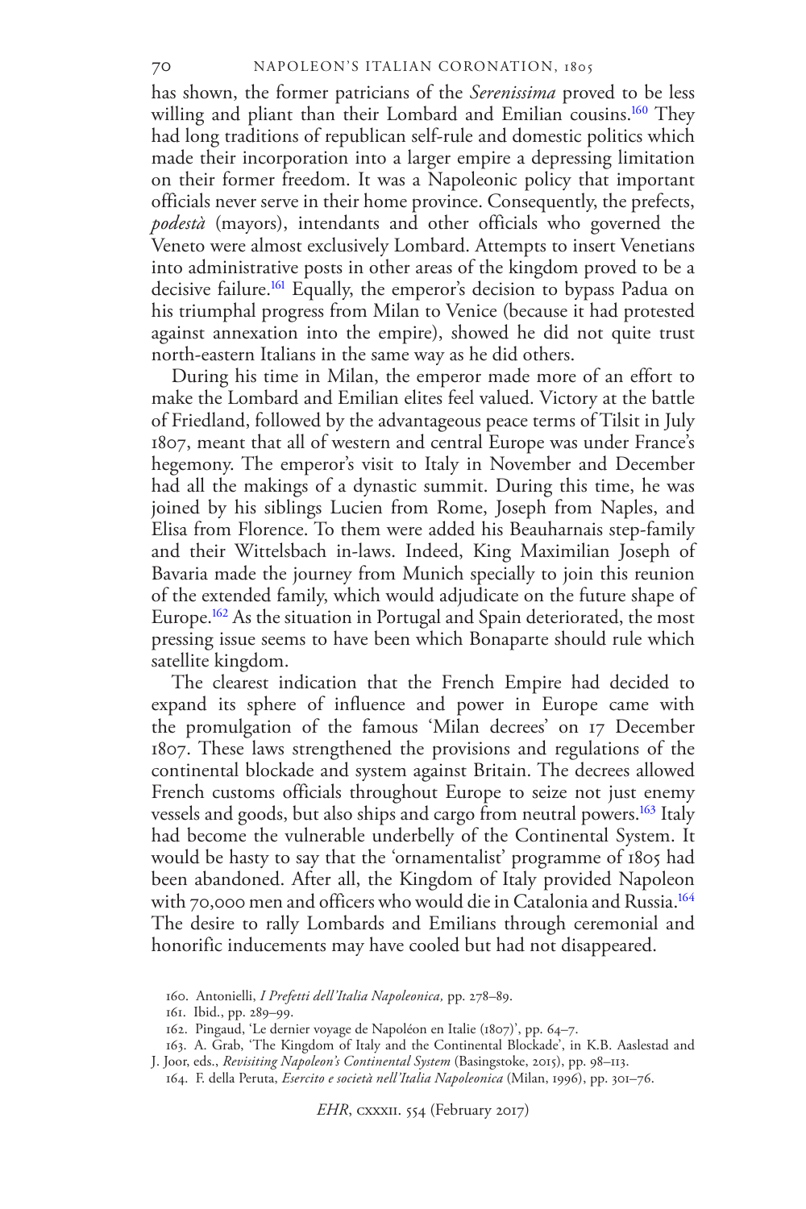has shown, the former patricians of the *Serenissima* proved to be less willing and pliant than their Lombard and Emilian cousins.[160] They had long traditions of republican self-rule and domestic politics which made their incorporation into a larger empire a depressing limitation on their former freedom. It was a Napoleonic policy that important officials never serve in their home province. Consequently, the prefects, *podestà* (mayors), intendants and other officials who governed the Veneto were almost exclusively Lombard. Attempts to insert Venetians into administrative posts in other areas of the kingdom proved to be a decisive failure.[161] Equally, the emperor's decision to bypass Padua on his triumphal progress from Milan to Venice (because it had protested against annexation into the empire), showed he did not quite trust north-eastern Italians in the same way as he did others.

During his time in Milan, the emperor made more of an effort to make the Lombard and Emilian elites feel valued. Victory at the battle of Friedland, followed by the advantageous peace terms of Tilsit in July 1807, meant that all of western and central Europe was under France's hegemony. The emperor's visit to Italy in November and December had all the makings of a dynastic summit. During this time, he was joined by his siblings Lucien from Rome, Joseph from Naples, and Elisa from Florence. To them were added his Beauharnais step-family and their Wittelsbach in-laws. Indeed, King Maximilian Joseph of Bavaria made the journey from Munich specially to join this reunion of the extended family, which would adjudicate on the future shape of Europe.[162] As the situation in Portugal and Spain deteriorated, the most pressing issue seems to have been which Bonaparte should rule which satellite kingdom.

The clearest indication that the French Empire had decided to expand its sphere of influence and power in Europe came with the promulgation of the famous 'Milan decrees' on 17 December 1807. These laws strengthened the provisions and regulations of the continental blockade and system against Britain. The decrees allowed French customs officials throughout Europe to seize not just enemy vessels and goods, but also ships and cargo from neutral powers.[163] Italy had become the vulnerable underbelly of the Continental System. It would be hasty to say that the 'ornamentalist' programme of 1805 had been abandoned. After all, the Kingdom of Italy provided Napoleon with 70,000 men and officers who would die in Catalonia and Russia.[164] The desire to rally Lombards and Emilians through ceremonial and honorific inducements may have cooled but had not disappeared.

160. Antonielli, *I Prefetti dell'Italia Napoleonica,* pp. 278–89.

161. Ibid., pp. 289–99.

162. Pingaud, 'Le dernier voyage de Napoléon en Italie (1807)', pp. 64–7.

163. A. Grab, 'The Kingdom of Italy and the Continental Blockade', in K.B. Aaslestad and J. Joor, eds., *Revisiting Napoleon's Continental System* (Basingstoke, 2015), pp. 98–113.

164. F. della Peruta, *Esercito e società nell'Italia Napoleonica* (Milan, 1996), pp. 301–76.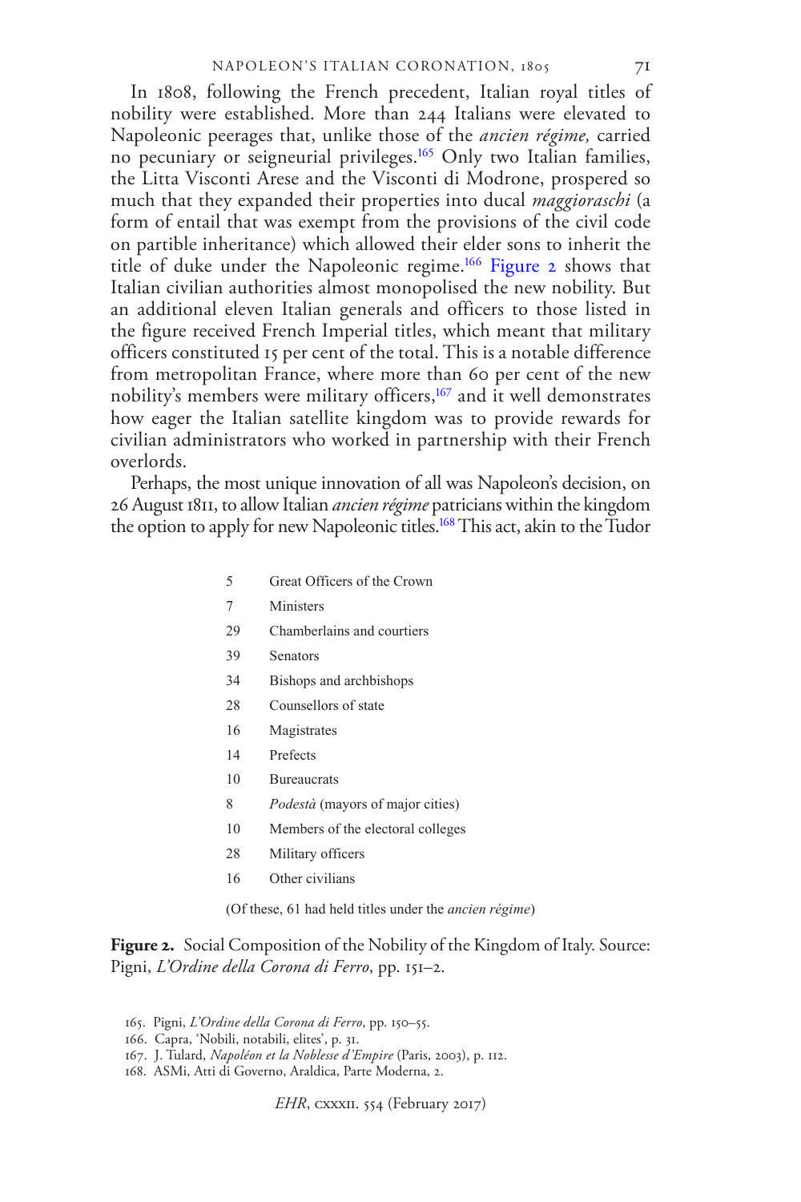In 1808, following the French precedent, Italian royal titles of nobility were established. More than 244 Italians were elevated to Napoleonic peerages that, unlike those of the *ancien régime,* carried no pecuniary or seigneurial privileges.[165] Only two Italian families, the Litta Visconti Arese and the Visconti di Modrone, prospered so much that they expanded their properties into ducal *maggioraschi* (a form of entail that was exempt from the provisions of the civil code on partible inheritance) which allowed their elder sons to inherit the title of duke under the Napoleonic regime.[166] Figure 2 shows that Italian civilian authorities almost monopolised the new nobility. But an additional eleven Italian generals and officers to those listed in the figure received French Imperial titles, which meant that military officers constituted 15 per cent of the total. This is a notable difference from metropolitan France, where more than 60 per cent of the new nobility's members were military officers,[167] and it well demonstrates how eager the Italian satellite kingdom was to provide rewards for civilian administrators who worked in partnership with their French overlords.

Perhaps, the most unique innovation of all was Napoleon's decision, on 26 August 1811, to allow Italian *ancien régime* patricians within the kingdom the option to apply for new Napoleonic titles.[168] This act, akin to the Tudor

| | |
|---|---|
| 5 | Great Officers of the Crown |
| 7 | Ministers |
| 29 | Chamberlains and courtiers |
| 39 | Senators |
| 34 | Bishops and archbishops |
| 28 | Counsellors of state |
| 16 | Magistrates |
| 14 | Prefects |
| 10 | Bureaucrats |
| 8 | *Podestà* (mayors of major cities) |
| 10 | Members of the electoral colleges |
| 28 | Military officers |
| 16 | Other civilians |

(Of these, 61 had held titles under the *ancien régime*)

**Figure 2.** Social Composition of the Nobility of the Kingdom of Italy. Source: Pigni, *L'Ordine della Corona di Ferro*, pp. 151–2.

165. Pigni, *L'Ordine della Corona di Ferro*, pp. 150–55.
166. Capra, 'Nobili, notabili, elites', p. 31.
167. J. Tulard, *Napoléon et la Noblesse d'Empire* (Paris, 2003), p. 112.
168. ASMi, Atti di Governo, Araldica, Parte Moderna, 2.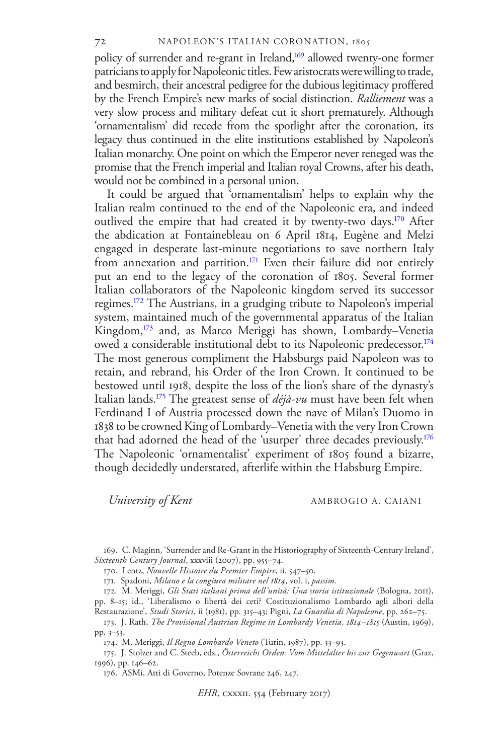policy of surrender and re-grant in Ireland,[169] allowed twenty-one former patricians to apply for Napoleonic titles. Few aristocrats were willing to trade, and besmirch, their ancestral pedigree for the dubious legitimacy proffered by the French Empire's new marks of social distinction. *Ralliement* was a very slow process and military defeat cut it short prematurely. Although 'ornamentalism' did recede from the spotlight after the coronation, its legacy thus continued in the elite institutions established by Napoleon's Italian monarchy. One point on which the Emperor never reneged was the promise that the French imperial and Italian royal Crowns, after his death, would not be combined in a personal union.

It could be argued that 'ornamentalism' helps to explain why the Italian realm continued to the end of the Napoleonic era, and indeed outlived the empire that had created it by twenty-two days.[170] After the abdication at Fontainebleau on 6 April 1814, Eugène and Melzi engaged in desperate last-minute negotiations to save northern Italy from annexation and partition.[171] Even their failure did not entirely put an end to the legacy of the coronation of 1805. Several former Italian collaborators of the Napoleonic kingdom served its successor regimes.[172] The Austrians, in a grudging tribute to Napoleon's imperial system, maintained much of the governmental apparatus of the Italian Kingdom,[173] and, as Marco Meriggi has shown, Lombardy–Venetia owed a considerable institutional debt to its Napoleonic predecessor.[174] The most generous compliment the Habsburgs paid Napoleon was to retain, and rebrand, his Order of the Iron Crown. It continued to be bestowed until 1918, despite the loss of the lion's share of the dynasty's Italian lands.[175] The greatest sense of *déjà-vu* must have been felt when Ferdinand I of Austria processed down the nave of Milan's Duomo in 1838 to be crowned King of Lombardy–Venetia with the very Iron Crown that had adorned the head of the 'usurper' three decades previously.[176] The Napoleonic 'ornamentalist' experiment of 1805 found a bizarre, though decidedly understated, afterlife within the Habsburg Empire.

*University of Kent* AMBROGIO A. CAIANI

169. C. Maginn, 'Surrender and Re-Grant in the Historiography of Sixteenth-Century Ireland', *Sixteenth Century Journal*, xxxviii (2007), pp. 955–74.

170. Lentz, *Nouvelle Histoire du Premier Empire*, ii. 547–50.

171. Spadoni, *Milano e la congiura militare nel 1814*, vol. i, *passim*.

172. M. Meriggi, *Gli Stati italiani prima dell'unità: Una storia istituzionale* (Bologna, 2011), pp. 8–15; id., 'Liberalismo o libertà dei ceti? Costituzionalismo Lombardo agli albori della Restaurazione', *Studi Storici*, ii (1981), pp. 315–43; Pigni, *La Guardia di Napoleone*, pp. 262–75.

173. J. Rath, *The Provisional Austrian Regime in Lombardy Venetia, 1814–1815* (Austin, 1969), pp. 3–53.

174. M. Meriggi, *Il Regno Lombardo Veneto* (Turin, 1987), pp. 33–93.

175. J. Stolzer and C. Steeb, eds., *Österreichs Orden: Vom Mittelalter bis zur Gegenwart* (Graz, 1996), pp. 146–62.

176. ASMi, Atti di Governo, Potenze Sovrane 246, 247.